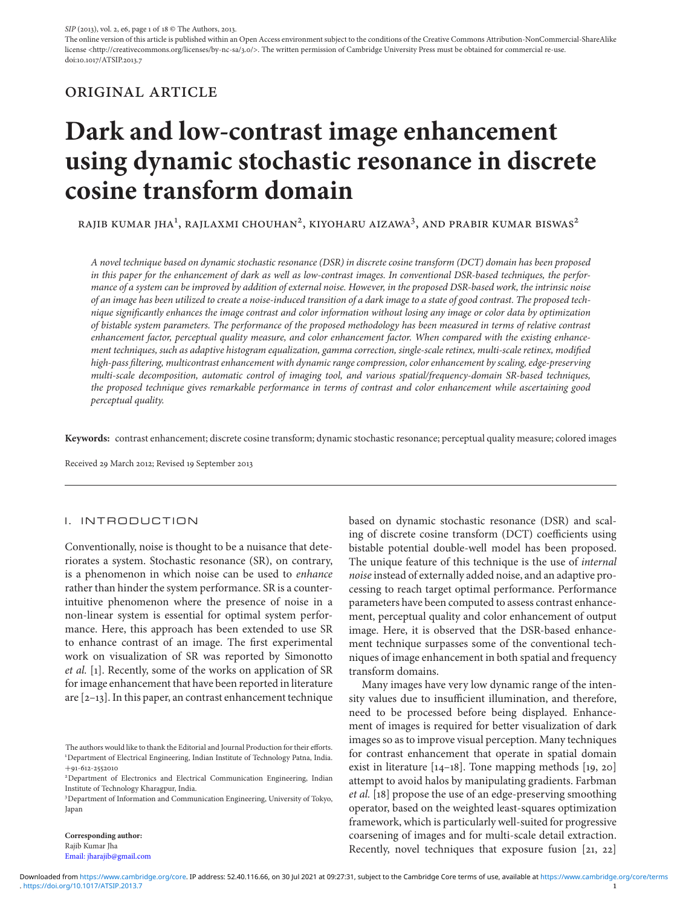SIP (2013), vol. 2, e6, page 1 of 18 © The Authors, 2013.
The online version of this article is published within an Open Access environment subject to the conditions of the Creative Commons Attribution-NonCommercial-ShareAlike license <http://creativecommons.org/licenses/by-nc-sa/3.0/>. The written permission of Cambridge University Press must be obtained for commercial re-use.
doi:10.1017/ATSIP.2013.7

ORIGINAL ARTICLE

# Dark and low-contrast image enhancement using dynamic stochastic resonance in discrete cosine transform domain

RAJIB KUMAR JHA[1], RAJLAXMI CHOUHAN[2], KIYOHARU AIZAWA[3], AND PRABIR KUMAR BISWAS[2]

*A novel technique based on dynamic stochastic resonance (DSR) in discrete cosine transform (DCT) domain has been proposed in this paper for the enhancement of dark as well as low-contrast images. In conventional DSR-based techniques, the performance of a system can be improved by addition of external noise. However, in the proposed DSR-based work, the intrinsic noise of an image has been utilized to create a noise-induced transition of a dark image to a state of good contrast. The proposed technique significantly enhances the image contrast and color information without losing any image or color data by optimization of bistable system parameters. The performance of the proposed methodology has been measured in terms of relative contrast enhancement factor, perceptual quality measure, and color enhancement factor. When compared with the existing enhancement techniques, such as adaptive histogram equalization, gamma correction, single-scale retinex, multi-scale retinex, modified high-pass filtering, multicontrast enhancement with dynamic range compression, color enhancement by scaling, edge-preserving multi-scale decomposition, automatic control of imaging tool, and various spatial/frequency-domain SR-based techniques, the proposed technique gives remarkable performance in terms of contrast and color enhancement while ascertaining good perceptual quality.*

**Keywords:** contrast enhancement; discrete cosine transform; dynamic stochastic resonance; perceptual quality measure; colored images

Received 29 March 2012; Revised 19 September 2013

## I. INTRODUCTION

Conventionally, noise is thought to be a nuisance that deteriorates a system. Stochastic resonance (SR), on contrary, is a phenomenon in which noise can be used to *enhance* rather than hinder the system performance. SR is a counter-intuitive phenomenon where the presence of noise in a non-linear system is essential for optimal system performance. Here, this approach has been extended to use SR to enhance contrast of an image. The first experimental work on visualization of SR was reported by Simonotto *et al.* [1]. Recently, some of the works on application of SR for image enhancement that have been reported in literature are [2–13]. In this paper, an contrast enhancement technique based on dynamic stochastic resonance (DSR) and scaling of discrete cosine transform (DCT) coefficients using bistable potential double-well model has been proposed. The unique feature of this technique is the use of *internal noise* instead of externally added noise, and an adaptive processing to reach target optimal performance. Performance parameters have been computed to assess contrast enhancement, perceptual quality and color enhancement of output image. Here, it is observed that the DSR-based enhancement technique surpasses some of the conventional techniques of image enhancement in both spatial and frequency transform domains.

Many images have very low dynamic range of the intensity values due to insufficient illumination, and therefore, need to be processed before being displayed. Enhancement of images is required for better visualization of dark images so as to improve visual perception. Many techniques for contrast enhancement that operate in spatial domain exist in literature [14–18]. Tone mapping methods [19, 20] attempt to avoid halos by manipulating gradients. Farbman *et al.* [18] propose the use of an edge-preserving smoothing operator, based on the weighted least-squares optimization framework, which is particularly well-suited for progressive coarsening of images and for multi-scale detail extraction. Recently, novel techniques that exposure fusion [21, 22]

The authors would like to thank the Editorial and Journal Production for their efforts.
[1]Department of Electrical Engineering, Indian Institute of Technology Patna, India. +91-612-2552010
[2]Department of Electronics and Electrical Communication Engineering, Indian Institute of Technology Kharagpur, India.
[3]Department of Information and Communication Engineering, University of Tokyo, Japan

**Corresponding author:**
Rajib Kumar Jha
Email: jharajib@gmail.com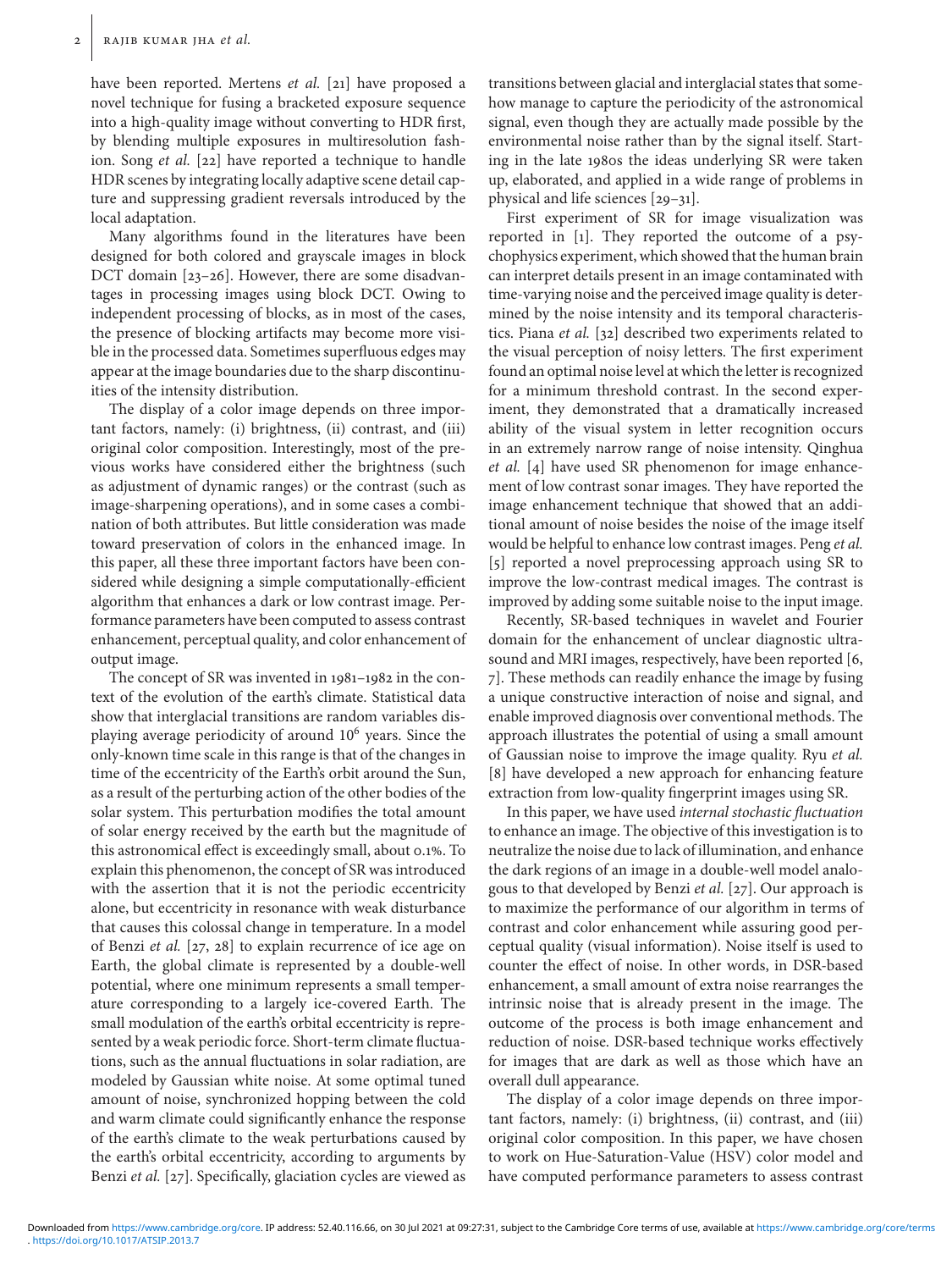have been reported. Mertens *et al.* [21] have proposed a novel technique for fusing a bracketed exposure sequence into a high-quality image without converting to HDR first, by blending multiple exposures in multiresolution fashion. Song *et al.* [22] have reported a technique to handle HDR scenes by integrating locally adaptive scene detail capture and suppressing gradient reversals introduced by the local adaptation.

Many algorithms found in the literatures have been designed for both colored and grayscale images in block DCT domain [23–26]. However, there are some disadvantages in processing images using block DCT. Owing to independent processing of blocks, as in most of the cases, the presence of blocking artifacts may become more visible in the processed data. Sometimes superfluous edges may appear at the image boundaries due to the sharp discontinuities of the intensity distribution.

The display of a color image depends on three important factors, namely: (i) brightness, (ii) contrast, and (iii) original color composition. Interestingly, most of the previous works have considered either the brightness (such as adjustment of dynamic ranges) or the contrast (such as image-sharpening operations), and in some cases a combination of both attributes. But little consideration was made toward preservation of colors in the enhanced image. In this paper, all these three important factors have been considered while designing a simple computationally-efficient algorithm that enhances a dark or low contrast image. Performance parameters have been computed to assess contrast enhancement, perceptual quality, and color enhancement of output image.

The concept of SR was invented in 1981–1982 in the context of the evolution of the earth's climate. Statistical data show that interglacial transitions are random variables displaying average periodicity of around $10^6$ years. Since the only-known time scale in this range is that of the changes in time of the eccentricity of the Earth's orbit around the Sun, as a result of the perturbing action of the other bodies of the solar system. This perturbation modifies the total amount of solar energy received by the earth but the magnitude of this astronomical effect is exceedingly small, about 0.1%. To explain this phenomenon, the concept of SR was introduced with the assertion that it is not the periodic eccentricity alone, but eccentricity in resonance with weak disturbance that causes this colossal change in temperature. In a model of Benzi *et al.* [27, 28] to explain recurrence of ice age on Earth, the global climate is represented by a double-well potential, where one minimum represents a small temperature corresponding to a largely ice-covered Earth. The small modulation of the earth's orbital eccentricity is represented by a weak periodic force. Short-term climate fluctuations, such as the annual fluctuations in solar radiation, are modeled by Gaussian white noise. At some optimal tuned amount of noise, synchronized hopping between the cold and warm climate could significantly enhance the response of the earth's climate to the weak perturbations caused by the earth's orbital eccentricity, according to arguments by Benzi *et al.* [27]. Specifically, glaciation cycles are viewed as transitions between glacial and interglacial states that somehow manage to capture the periodicity of the astronomical signal, even though they are actually made possible by the environmental noise rather than by the signal itself. Starting in the late 1980s the ideas underlying SR were taken up, elaborated, and applied in a wide range of problems in physical and life sciences [29–31].

First experiment of SR for image visualization was reported in [1]. They reported the outcome of a psychophysics experiment, which showed that the human brain can interpret details present in an image contaminated with time-varying noise and the perceived image quality is determined by the noise intensity and its temporal characteristics. Piana *et al.* [32] described two experiments related to the visual perception of noisy letters. The first experiment found an optimal noise level at which the letter is recognized for a minimum threshold contrast. In the second experiment, they demonstrated that a dramatically increased ability of the visual system in letter recognition occurs in an extremely narrow range of noise intensity. Qinghua *et al.* [4] have used SR phenomenon for image enhancement of low contrast sonar images. They have reported the image enhancement technique that showed that an additional amount of noise besides the noise of the image itself would be helpful to enhance low contrast images. Peng *et al.* [5] reported a novel preprocessing approach using SR to improve the low-contrast medical images. The contrast is improved by adding some suitable noise to the input image.

Recently, SR-based techniques in wavelet and Fourier domain for the enhancement of unclear diagnostic ultrasound and MRI images, respectively, have been reported [6, 7]. These methods can readily enhance the image by fusing a unique constructive interaction of noise and signal, and enable improved diagnosis over conventional methods. The approach illustrates the potential of using a small amount of Gaussian noise to improve the image quality. Ryu *et al.* [8] have developed a new approach for enhancing feature extraction from low-quality fingerprint images using SR.

In this paper, we have used *internal stochastic fluctuation* to enhance an image. The objective of this investigation is to neutralize the noise due to lack of illumination, and enhance the dark regions of an image in a double-well model analogous to that developed by Benzi *et al.* [27]. Our approach is to maximize the performance of our algorithm in terms of contrast and color enhancement while assuring good perceptual quality (visual information). Noise itself is used to counter the effect of noise. In other words, in DSR-based enhancement, a small amount of extra noise rearranges the intrinsic noise that is already present in the image. The outcome of the process is both image enhancement and reduction of noise. DSR-based technique works effectively for images that are dark as well as those which have an overall dull appearance.

The display of a color image depends on three important factors, namely: (i) brightness, (ii) contrast, and (iii) original color composition. In this paper, we have chosen to work on Hue-Saturation-Value (HSV) color model and have computed performance parameters to assess contrast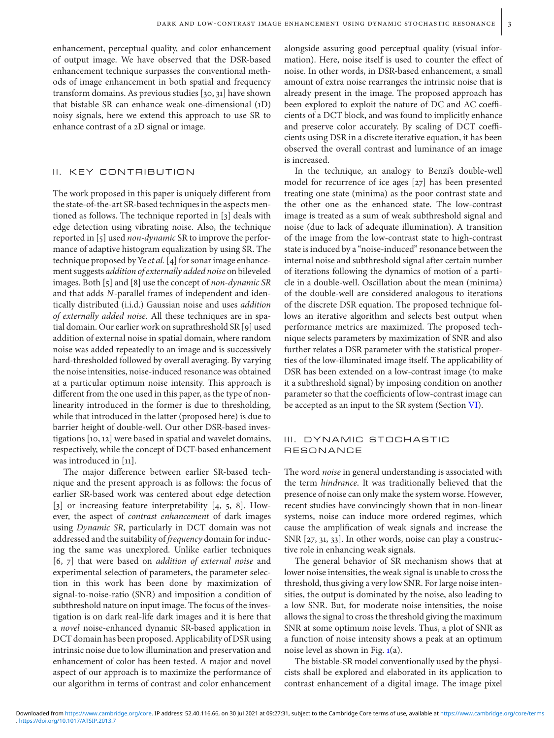enhancement, perceptual quality, and color enhancement of output image. We have observed that the DSR-based enhancement technique surpasses the conventional methods of image enhancement in both spatial and frequency transform domains. As previous studies [30, 31] have shown that bistable SR can enhance weak one-dimensional (1D) noisy signals, here we extend this approach to use SR to enhance contrast of a 2D signal or image.

## II. KEY CONTRIBUTION

The work proposed in this paper is uniquely different from the state-of-the-art SR-based techniques in the aspects mentioned as follows. The technique reported in [3] deals with edge detection using vibrating noise. Also, the technique reported in [5] used *non-dynamic* SR to improve the performance of adaptive histogram equalization by using SR. The technique proposed by Ye *et al.* [4] for sonar image enhancement suggests *addition of externally added noise* on bileveled images. Both [5] and [8] use the concept of *non-dynamic SR* and that adds $N$-parallel frames of independent and identically distributed (i.i.d.) Gaussian noise and uses *addition of externally added noise*. All these techniques are in spatial domain. Our earlier work on suprathreshold SR [9] used addition of external noise in spatial domain, where random noise was added repeatedly to an image and is successively hard-thresholded followed by overall averaging. By varying the noise intensities, noise-induced resonance was obtained at a particular optimum noise intensity. This approach is different from the one used in this paper, as the type of nonlinearity introduced in the former is due to thresholding, while that introduced in the latter (proposed here) is due to barrier height of double-well. Our other DSR-based investigations [10, 12] were based in spatial and wavelet domains, respectively, while the concept of DCT-based enhancement was introduced in [11].

The major difference between earlier SR-based technique and the present approach is as follows: the focus of earlier SR-based work was centered about edge detection [3] or increasing feature interpretability [4, 5, 8]. However, the aspect of *contrast enhancement* of dark images using *Dynamic SR*, particularly in DCT domain was not addressed and the suitability of *frequency* domain for inducing the same was unexplored. Unlike earlier techniques [6, 7] that were based on *addition of external noise* and experimental selection of parameters, the parameter selection in this work has been done by maximization of signal-to-noise-ratio (SNR) and imposition a condition of subthreshold nature on input image. The focus of the investigation is on dark real-life dark images and it is here that a *novel* noise-enhanced dynamic SR-based application in DCT domain has been proposed. Applicability of DSR using intrinsic noise due to low illumination and preservation and enhancement of color has been tested. A major and novel aspect of our approach is to maximize the performance of our algorithm in terms of contrast and color enhancement alongside assuring good perceptual quality (visual information). Here, noise itself is used to counter the effect of noise. In other words, in DSR-based enhancement, a small amount of extra noise rearranges the intrinsic noise that is already present in the image. The proposed approach has been explored to exploit the nature of DC and AC coefficients of a DCT block, and was found to implicitly enhance and preserve color accurately. By scaling of DCT coefficients using DSR in a discrete iterative equation, it has been observed the overall contrast and luminance of an image is increased.

In the technique, an analogy to Benzi's double-well model for recurrence of ice ages [27] has been presented treating one state (minima) as the poor contrast state and the other one as the enhanced state. The low-contrast image is treated as a sum of weak subthreshold signal and noise (due to lack of adequate illumination). A transition of the image from the low-contrast state to high-contrast state is induced by a "noise-induced" resonance between the internal noise and subthreshold signal after certain number of iterations following the dynamics of motion of a particle in a double-well. Oscillation about the mean (minima) of the double-well are considered analogous to iterations of the discrete DSR equation. The proposed technique follows an iterative algorithm and selects best output when performance metrics are maximized. The proposed technique selects parameters by maximization of SNR and also further relates a DSR parameter with the statistical properties of the low-illuminated image itself. The applicability of DSR has been extended on a low-contrast image (to make it a subthreshold signal) by imposing condition on another parameter so that the coefficients of low-contrast image can be accepted as an input to the SR system (Section VI).

## III. DYNAMIC STOCHASTIC RESONANCE

The word *noise* in general understanding is associated with the term *hindrance*. It was traditionally believed that the presence of noise can only make the system worse. However, recent studies have convincingly shown that in non-linear systems, noise can induce more ordered regimes, which cause the amplification of weak signals and increase the SNR [27, 31, 33]. In other words, noise can play a constructive role in enhancing weak signals.

The general behavior of SR mechanism shows that at lower noise intensities, the weak signal is unable to cross the threshold, thus giving a very low SNR. For large noise intensities, the output is dominated by the noise, also leading to a low SNR. But, for moderate noise intensities, the noise allows the signal to cross the threshold giving the maximum SNR at some optimum noise levels. Thus, a plot of SNR as a function of noise intensity shows a peak at an optimum noise level as shown in Fig. 1(a).

The bistable-SR model conventionally used by the physicists shall be explored and elaborated in its application to contrast enhancement of a digital image. The image pixel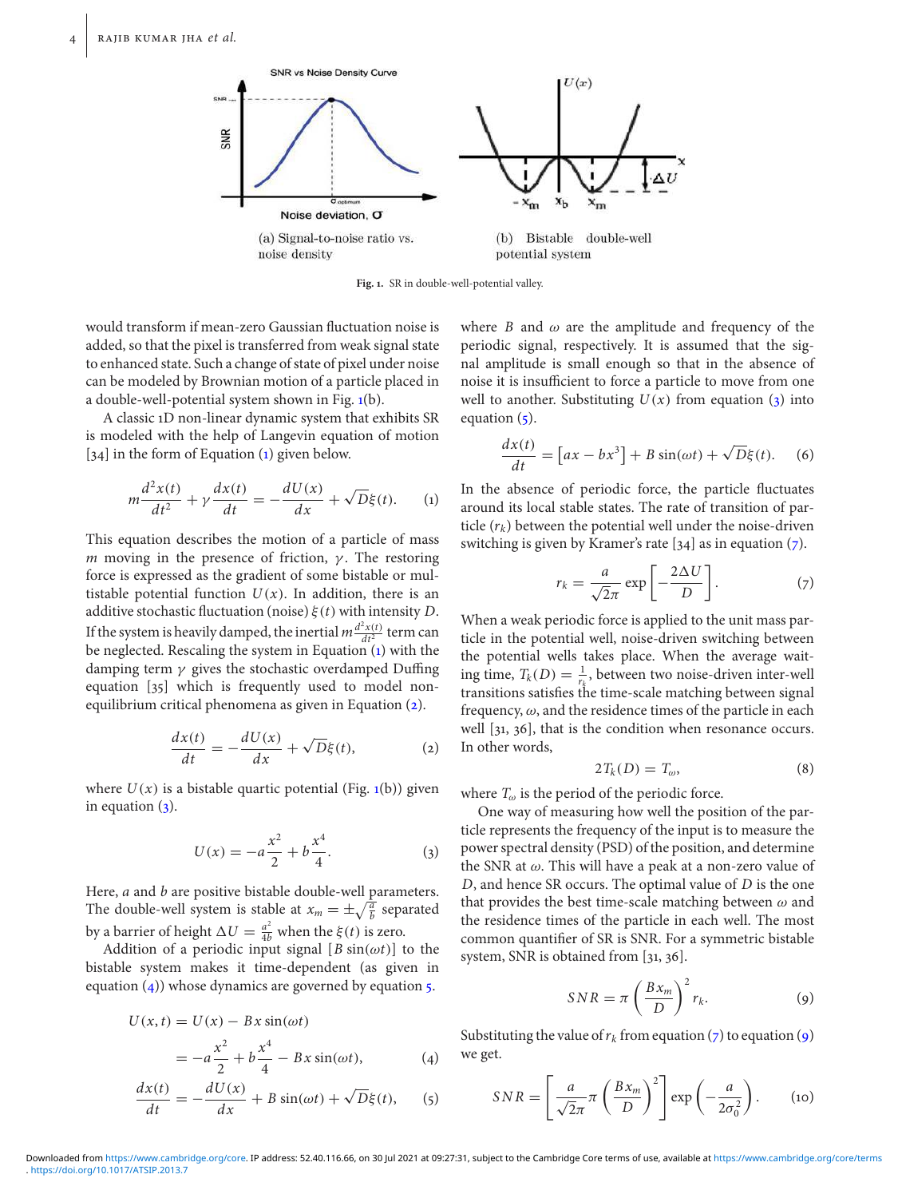(a) Signal-to-noise ratio vs. noise density

(b) Bistable double-well potential system

**Fig. 1.** SR in double-well-potential valley.

would transform if mean-zero Gaussian fluctuation noise is added, so that the pixel is transferred from weak signal state to enhanced state. Such a change of state of pixel under noise can be modeled by Brownian motion of a particle placed in a double-well-potential system shown in Fig. 1(b).

A classic 1D non-linear dynamic system that exhibits SR is modeled with the help of Langevin equation of motion [34] in the form of Equation (1) given below.

$$m\frac{d^2x(t)}{dt^2} + \gamma\frac{dx(t)}{dt} = -\frac{dU(x)}{dx} + \sqrt{D}\xi(t). \tag{1}$$

This equation describes the motion of a particle of mass $m$ moving in the presence of friction, $\gamma$. The restoring force is expressed as the gradient of some bistable or multistable potential function $U(x)$. In addition, there is an additive stochastic fluctuation (noise) $\xi(t)$ with intensity $D$. If the system is heavily damped, the inertial $m\frac{d^2x(t)}{dt^2}$ term can be neglected. Rescaling the system in Equation (1) with the damping term $\gamma$ gives the stochastic overdamped Duffing equation [35] which is frequently used to model non-equilibrium critical phenomena as given in Equation (2).

$$\frac{dx(t)}{dt} = -\frac{dU(x)}{dx} + \sqrt{D}\xi(t), \tag{2}$$

where $U(x)$ is a bistable quartic potential (Fig. 1(b)) given in equation (3).

$$U(x) = -a\frac{x^2}{2} + b\frac{x^4}{4}. \tag{3}$$

Here, $a$ and $b$ are positive bistable double-well parameters. The double-well system is stable at $x_m = \pm\sqrt{\frac{a}{b}}$ separated by a barrier of height $\Delta U = \frac{a^2}{4b}$ when the $\xi(t)$ is zero.

Addition of a periodic input signal $[B\sin(\omega t)]$ to the bistable system makes it time-dependent (as given in equation (4)) whose dynamics are governed by equation 5.

$$\begin{aligned} U(x,t) &= U(x) - Bx\sin(\omega t) \\ &= -a\frac{x^2}{2} + b\frac{x^4}{4} - Bx\sin(\omega t), \end{aligned} \tag{4}$$

$$\frac{dx(t)}{dt} = -\frac{dU(x)}{dx} + B\sin(\omega t) + \sqrt{D}\xi(t), \tag{5}$$

where $B$ and $\omega$ are the amplitude and frequency of the periodic signal, respectively. It is assumed that the signal amplitude is small enough so that in the absence of noise it is insufficient to force a particle to move from one well to another. Substituting $U(x)$ from equation (3) into equation (5).

$$\frac{dx(t)}{dt} = \left[ax - bx^3\right] + B\sin(\omega t) + \sqrt{D}\xi(t). \tag{6}$$

In the absence of periodic force, the particle fluctuates around its local stable states. The rate of transition of particle ($r_k$) between the potential well under the noise-driven switching is given by Kramer's rate [34] as in equation (7).

$$r_k = \frac{a}{\sqrt{2}\pi}\exp\left[-\frac{2\Delta U}{D}\right]. \tag{7}$$

When a weak periodic force is applied to the unit mass particle in the potential well, noise-driven switching between the potential wells takes place. When the average waiting time, $T_k(D) = \frac{1}{r_k}$, between two noise-driven inter-well transitions satisfies the time-scale matching between signal frequency, $\omega$, and the residence times of the particle in each well [31, 36], that is the condition when resonance occurs. In other words,

$$2T_k(D) = T_\omega, \tag{8}$$

where $T_\omega$ is the period of the periodic force.

One way of measuring how well the position of the particle represents the frequency of the input is to measure the power spectral density (PSD) of the position, and determine the SNR at $\omega$. This will have a peak at a non-zero value of $D$, and hence SR occurs. The optimal value of $D$ is the one that provides the best time-scale matching between $\omega$ and the residence times of the particle in each well. The most common quantifier of SR is SNR. For a symmetric bistable system, SNR is obtained from [31, 36].

$$SNR = \pi\left(\frac{Bx_m}{D}\right)^2 r_k. \tag{9}$$

Substituting the value of $r_k$ from equation (7) to equation (9) we get.

$$SNR = \left[\frac{a}{\sqrt{2}\pi}\pi\left(\frac{Bx_m}{D}\right)^2\right]\exp\left(-\frac{a}{2\sigma_0^2}\right). \tag{10}$$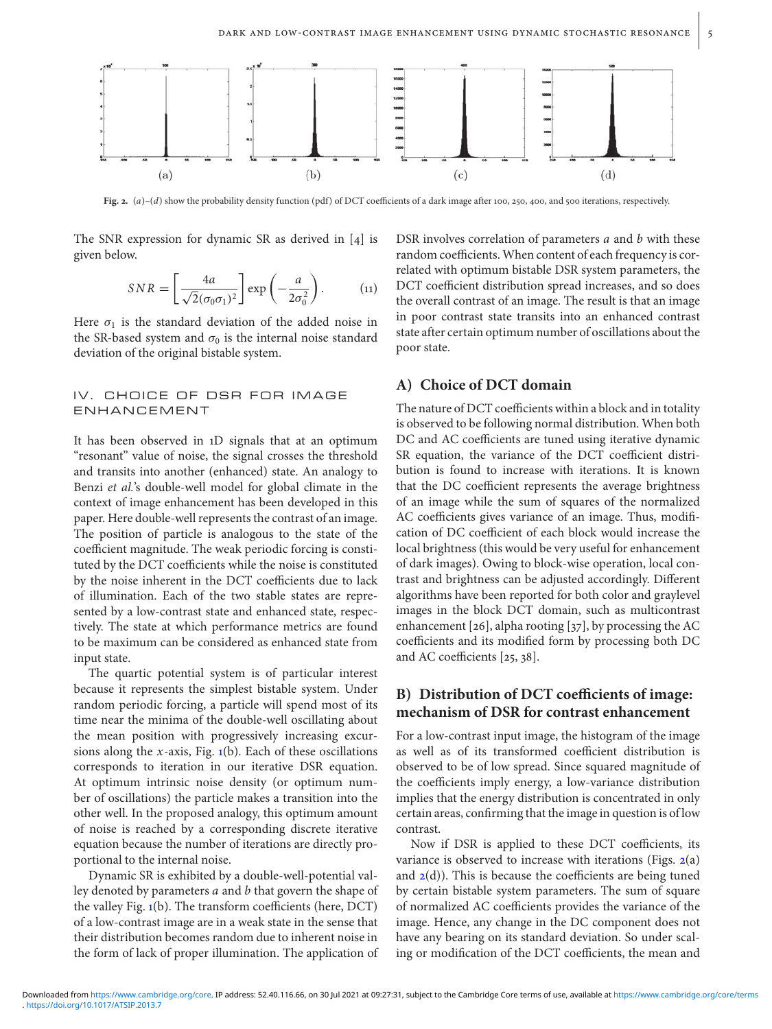Fig. 2. (a)–(d) show the probability density function (pdf) of DCT coefficients of a dark image after 100, 250, 400, and 500 iterations, respectively.

The SNR expression for dynamic SR as derived in [4] is given below.

$$SNR = \left[\frac{4a}{\sqrt{2}(\sigma_0\sigma_1)^2}\right] \exp\left(-\frac{a}{2\sigma_0^2}\right). \tag{11}$$

Here $\sigma_1$ is the standard deviation of the added noise in the SR-based system and $\sigma_0$ is the internal noise standard deviation of the original bistable system.

## IV. CHOICE OF DSR FOR IMAGE ENHANCEMENT

It has been observed in 1D signals that at an optimum "resonant" value of noise, the signal crosses the threshold and transits into another (enhanced) state. An analogy to Benzi *et al.*'s double-well model for global climate in the context of image enhancement has been developed in this paper. Here double-well represents the contrast of an image. The position of particle is analogous to the state of the coefficient magnitude. The weak periodic forcing is constituted by the DCT coefficients while the noise is constituted by the noise inherent in the DCT coefficients due to lack of illumination. Each of the two stable states are represented by a low-contrast state and enhanced state, respectively. The state at which performance metrics are found to be maximum can be considered as enhanced state from input state.

The quartic potential system is of particular interest because it represents the simplest bistable system. Under random periodic forcing, a particle will spend most of its time near the minima of the double-well oscillating about the mean position with progressively increasing excursions along the $x$-axis, Fig. 1(b). Each of these oscillations corresponds to iteration in our iterative DSR equation. At optimum intrinsic noise density (or optimum number of oscillations) the particle makes a transition into the other well. In the proposed analogy, this optimum amount of noise is reached by a corresponding discrete iterative equation because the number of iterations are directly proportional to the internal noise.

Dynamic SR is exhibited by a double-well-potential valley denoted by parameters $a$ and $b$ that govern the shape of the valley Fig. 1(b). The transform coefficients (here, DCT) of a low-contrast image are in a weak state in the sense that their distribution becomes random due to inherent noise in the form of lack of proper illumination. The application of DSR involves correlation of parameters $a$ and $b$ with these random coefficients. When content of each frequency is correlated with optimum bistable DSR system parameters, the DCT coefficient distribution spread increases, and so does the overall contrast of an image. The result is that an image in poor contrast state transits into an enhanced contrast state after certain optimum number of oscillations about the poor state.

### A) Choice of DCT domain

The nature of DCT coefficients within a block and in totality is observed to be following normal distribution. When both DC and AC coefficients are tuned using iterative dynamic SR equation, the variance of the DCT coefficient distribution is found to increase with iterations. It is known that the DC coefficient represents the average brightness of an image while the sum of squares of the normalized AC coefficients gives variance of an image. Thus, modification of DC coefficient of each block would increase the local brightness (this would be very useful for enhancement of dark images). Owing to block-wise operation, local contrast and brightness can be adjusted accordingly. Different algorithms have been reported for both color and graylevel images in the block DCT domain, such as multicontrast enhancement [26], alpha rooting [37], by processing the AC coefficients and its modified form by processing both DC and AC coefficients [25, 38].

### B) Distribution of DCT coefficients of image: mechanism of DSR for contrast enhancement

For a low-contrast input image, the histogram of the image as well as of its transformed coefficient distribution is observed to be of low spread. Since squared magnitude of the coefficients imply energy, a low-variance distribution implies that the energy distribution is concentrated in only certain areas, confirming that the image in question is of low contrast.

Now if DSR is applied to these DCT coefficients, its variance is observed to increase with iterations (Figs. 2(a) and 2(d)). This is because the coefficients are being tuned by certain bistable system parameters. The sum of square of normalized AC coefficients provides the variance of the image. Hence, any change in the DC component does not have any bearing on its standard deviation. So under scaling or modification of the DCT coefficients, the mean and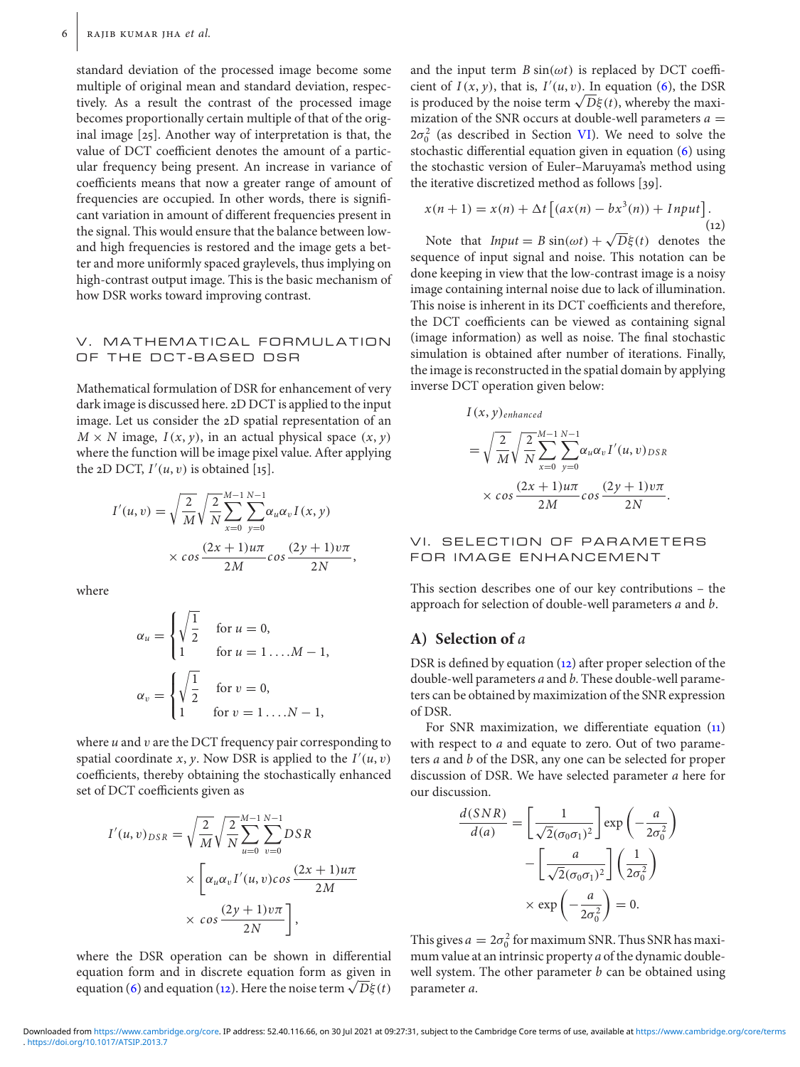standard deviation of the processed image become some multiple of original mean and standard deviation, respectively. As a result the contrast of the processed image becomes proportionally certain multiple of that of the original image [25]. Another way of interpretation is that, the value of DCT coefficient denotes the amount of a particular frequency being present. An increase in variance of coefficients means that now a greater range of amount of frequencies are occupied. In other words, there is significant variation in amount of different frequencies present in the signal. This would ensure that the balance between low- and high frequencies is restored and the image gets a better and more uniformly spaced graylevels, thus implying on high-contrast output image. This is the basic mechanism of how DSR works toward improving contrast.

## V. MATHEMATICAL FORMULATION OF THE DCT-BASED DSR

Mathematical formulation of DSR for enhancement of very dark image is discussed here. 2D DCT is applied to the input image. Let us consider the 2D spatial representation of an $M \times N$ image, $I(x, y)$, in an actual physical space $(x, y)$ where the function will be image pixel value. After applying the 2D DCT, $I'(u, v)$ is obtained [15].

$$I'(u, v) = \sqrt{\frac{2}{M}}\sqrt{\frac{2}{N}}\sum_{x=0}^{M-1}\sum_{y=0}^{N-1}\alpha_u \alpha_v I(x, y) \times cos\frac{(2x+1)u\pi}{2M} cos\frac{(2y+1)v\pi}{2N},$$

where

$$\alpha_u = \begin{cases} \sqrt{\frac{1}{2}} & \text{for } u = 0, \\ 1 & \text{for } u = 1 \ldots M-1, \end{cases}$$

$$\alpha_v = \begin{cases} \sqrt{\frac{1}{2}} & \text{for } v = 0, \\ 1 & \text{for } v = 1 \ldots N-1, \end{cases}$$

where $u$ and $v$ are the DCT frequency pair corresponding to spatial coordinate $x, y$. Now DSR is applied to the $I'(u, v)$ coefficients, thereby obtaining the stochastically enhanced set of DCT coefficients given as

$$I'(u, v)_{DSR} = \sqrt{\frac{2}{M}}\sqrt{\frac{2}{N}}\sum_{u=0}^{M-1}\sum_{v=0}^{N-1} DSR \times \left[\alpha_u \alpha_v I'(u, v) cos\frac{(2x+1)u\pi}{2M} \times cos\frac{(2y+1)v\pi}{2N}\right],$$

where the DSR operation can be shown in differential equation form and in discrete equation form as given in equation (6) and equation (12). Here the noise term $\sqrt{D}\xi(t)$ and the input term $B\sin(\omega t)$ is replaced by DCT coefficient of $I(x, y)$, that is, $I'(u, v)$. In equation (6), the DSR is produced by the noise term $\sqrt{D}\xi(t)$, whereby the maximization of the SNR occurs at double-well parameters $a = 2\sigma_0^2$ (as described in Section VI). We need to solve the stochastic differential equation given in equation (6) using the stochastic version of Euler–Maruyama's method using the iterative discretized method as follows [39].

$$x(n+1) = x(n) + \Delta t\left[(ax(n) - bx^3(n)) + Input\right]. \tag{12}$$

Note that $Input = B\sin(\omega t) + \sqrt{D}\xi(t)$ denotes the sequence of input signal and noise. This notation can be done keeping in view that the low-contrast image is a noisy image containing internal noise due to lack of illumination. This noise is inherent in its DCT coefficients and therefore, the DCT coefficients can be viewed as containing signal (image information) as well as noise. The final stochastic simulation is obtained after number of iterations. Finally, the image is reconstructed in the spatial domain by applying inverse DCT operation given below:

$$I(x, y)_{enhanced} = \sqrt{\frac{2}{M}}\sqrt{\frac{2}{N}}\sum_{x=0}^{M-1}\sum_{y=0}^{N-1}\alpha_u \alpha_v I'(u, v)_{DSR} \times cos\frac{(2x+1)u\pi}{2M} cos\frac{(2y+1)v\pi}{2N}.$$

## VI. SELECTION OF PARAMETERS FOR IMAGE ENHANCEMENT

This section describes one of our key contributions – the approach for selection of double-well parameters $a$ and $b$.

### A) Selection of $a$

DSR is defined by equation (12) after proper selection of the double-well parameters $a$ and $b$. These double-well parameters can be obtained by maximization of the SNR expression of DSR.

For SNR maximization, we differentiate equation (11) with respect to $a$ and equate to zero. Out of two parameters $a$ and $b$ of the DSR, any one can be selected for proper discussion of DSR. We have selected parameter $a$ here for our discussion.

$$\frac{d(SNR)}{d(a)} = \left[\frac{1}{\sqrt{2}(\sigma_0\sigma_1)^2}\right]\exp\left(-\frac{a}{2\sigma_0^2}\right) - \left[\frac{a}{\sqrt{2}(\sigma_0\sigma_1)^2}\right]\left(\frac{1}{2\sigma_0^2}\right) \times \exp\left(-\frac{a}{2\sigma_0^2}\right) = 0.$$

This gives $a = 2\sigma_0^2$ for maximum SNR. Thus SNR has maximum value at an intrinsic property $a$ of the dynamic double-well system. The other parameter $b$ can be obtained using parameter $a$.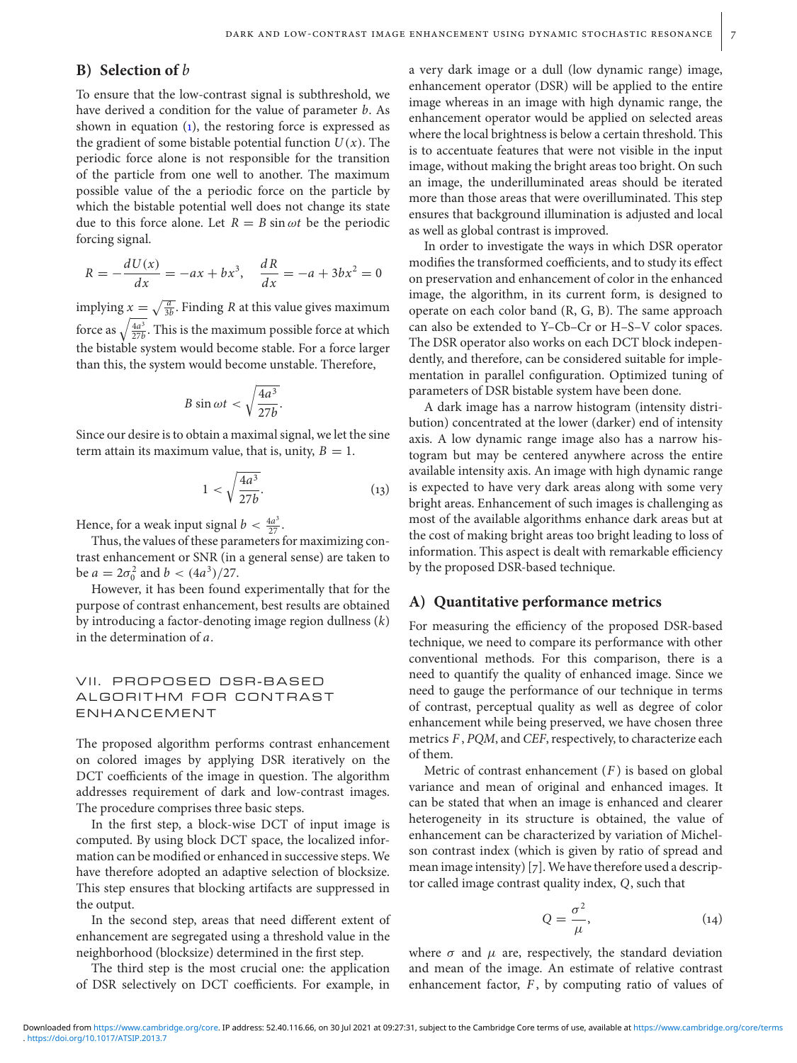## B) Selection of $b$

To ensure that the low-contrast signal is subthreshold, we have derived a condition for the value of parameter $b$. As shown in equation (1), the restoring force is expressed as the gradient of some bistable potential function $U(x)$. The periodic force alone is not responsible for the transition of the particle from one well to another. The maximum possible value of the a periodic force on the particle by which the bistable potential well does not change its state due to this force alone. Let $R = B \sin \omega t$ be the periodic forcing signal.

$$R = -\frac{dU(x)}{dx} = -ax + bx^3, \quad \frac{dR}{dx} = -a + 3bx^2 = 0$$

implying $x = \sqrt{\frac{a}{3b}}$. Finding $R$ at this value gives maximum force as $\sqrt{\frac{4a^3}{27b}}$. This is the maximum possible force at which the bistable system would become stable. For a force larger than this, the system would become unstable. Therefore,

$$B \sin \omega t < \sqrt{\frac{4a^3}{27b}}.$$

Since our desire is to obtain a maximal signal, we let the sine term attain its maximum value, that is, unity, $B = 1$.

$$1 < \sqrt{\frac{4a^3}{27b}}. \tag{13}$$

Hence, for a weak input signal $b < \frac{4a^3}{27}$.

Thus, the values of these parameters for maximizing contrast enhancement or SNR (in a general sense) are taken to be $a = 2\sigma_0^2$ and $b < (4a^3)/27$.

However, it has been found experimentally that for the purpose of contrast enhancement, best results are obtained by introducing a factor-denoting image region dullness ($k$) in the determination of $a$.

# VII. PROPOSED DSR-BASED ALGORITHM FOR CONTRAST ENHANCEMENT

The proposed algorithm performs contrast enhancement on colored images by applying DSR iteratively on the DCT coefficients of the image in question. The algorithm addresses requirement of dark and low-contrast images. The procedure comprises three basic steps.

In the first step, a block-wise DCT of input image is computed. By using block DCT space, the localized information can be modified or enhanced in successive steps. We have therefore adopted an adaptive selection of blocksize. This step ensures that blocking artifacts are suppressed in the output.

In the second step, areas that need different extent of enhancement are segregated using a threshold value in the neighborhood (blocksize) determined in the first step.

The third step is the most crucial one: the application of DSR selectively on DCT coefficients. For example, in a very dark image or a dull (low dynamic range) image, enhancement operator (DSR) will be applied to the entire image whereas in an image with high dynamic range, the enhancement operator would be applied on selected areas where the local brightness is below a certain threshold. This is to accentuate features that were not visible in the input image, without making the bright areas too bright. On such an image, the underilluminated areas should be iterated more than those areas that were overilluminated. This step ensures that background illumination is adjusted and local as well as global contrast is improved.

In order to investigate the ways in which DSR operator modifies the transformed coefficients, and to study its effect on preservation and enhancement of color in the enhanced image, the algorithm, in its current form, is designed to operate on each color band (R, G, B). The same approach can also be extended to Y–Cb–Cr or H–S–V color spaces. The DSR operator also works on each DCT block independently, and therefore, can be considered suitable for implementation in parallel configuration. Optimized tuning of parameters of DSR bistable system have been done.

A dark image has a narrow histogram (intensity distribution) concentrated at the lower (darker) end of intensity axis. A low dynamic range image also has a narrow histogram but may be centered anywhere across the entire available intensity axis. An image with high dynamic range is expected to have very dark areas along with some very bright areas. Enhancement of such images is challenging as most of the available algorithms enhance dark areas but at the cost of making bright areas too bright leading to loss of information. This aspect is dealt with remarkable efficiency by the proposed DSR-based technique.

## A) Quantitative performance metrics

For measuring the efficiency of the proposed DSR-based technique, we need to compare its performance with other conventional methods. For this comparison, there is a need to quantify the quality of enhanced image. Since we need to gauge the performance of our technique in terms of contrast, perceptual quality as well as degree of color enhancement while being preserved, we have chosen three metrics $F$, *PQM*, and *CEF*, respectively, to characterize each of them.

Metric of contrast enhancement ($F$) is based on global variance and mean of original and enhanced images. It can be stated that when an image is enhanced and clearer heterogeneity in its structure is obtained, the value of enhancement can be characterized by variation of Michelson contrast index (which is given by ratio of spread and mean image intensity) [7]. We have therefore used a descriptor called image contrast quality index, $Q$, such that

$$Q = \frac{\sigma^2}{\mu}, \tag{14}$$

where $\sigma$ and $\mu$ are, respectively, the standard deviation and mean of the image. An estimate of relative contrast enhancement factor, $F$, by computing ratio of values of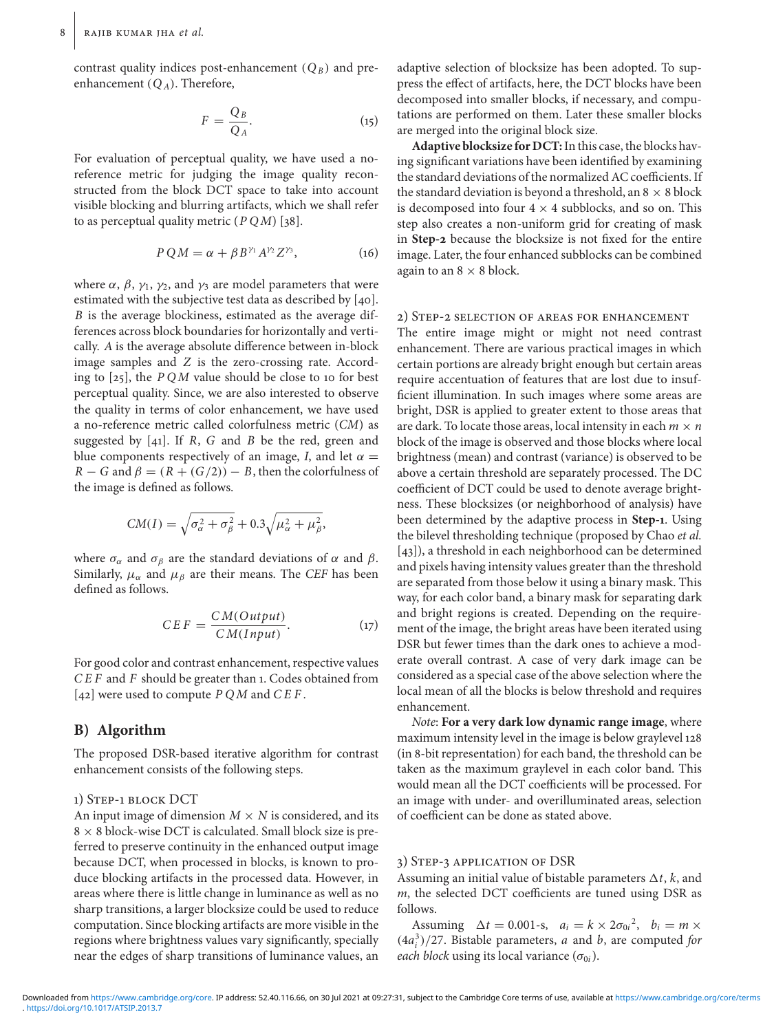contrast quality indices post-enhancement ($Q_B$) and pre-enhancement ($Q_A$). Therefore,

$$F = \frac{Q_B}{Q_A}. \tag{15}$$

For evaluation of perceptual quality, we have used a no-reference metric for judging the image quality reconstructed from the block DCT space to take into account visible blocking and blurring artifacts, which we shall refer to as perceptual quality metric ($PQM$) [38].

$$PQM = \alpha + \beta B^{\gamma_1} A^{\gamma_2} Z^{\gamma_3}, \tag{16}$$

where $\alpha$, $\beta$, $\gamma_1$, $\gamma_2$, and $\gamma_3$ are model parameters that were estimated with the subjective test data as described by [40]. $B$ is the average blockiness, estimated as the average differences across block boundaries for horizontally and vertically. $A$ is the average absolute difference between in-block image samples and $Z$ is the zero-crossing rate. According to [25], the $PQM$ value should be close to 10 for best perceptual quality. Since, we are also interested to observe the quality in terms of color enhancement, we have used a no-reference metric called colorfulness metric ($CM$) as suggested by [41]. If $R$, $G$ and $B$ be the red, green and blue components respectively of an image, $I$, and let $\alpha = R - G$ and $\beta = (R + (G/2)) - B$, then the colorfulness of the image is defined as follows.

$$CM(I) = \sqrt{\sigma_\alpha^2 + \sigma_\beta^2} + 0.3\sqrt{\mu_\alpha^2 + \mu_\beta^2},$$

where $\sigma_\alpha$ and $\sigma_\beta$ are the standard deviations of $\alpha$ and $\beta$. Similarly, $\mu_\alpha$ and $\mu_\beta$ are their means. The $CEF$ has been defined as follows.

$$CEF = \frac{CM(Output)}{CM(Input)}. \tag{17}$$

For good color and contrast enhancement, respective values $CEF$ and $F$ should be greater than 1. Codes obtained from [42] were used to compute $PQM$ and $CEF$.

## B) Algorithm

The proposed DSR-based iterative algorithm for contrast enhancement consists of the following steps.

### 1) Step-1 block DCT

An input image of dimension $M \times N$ is considered, and its $8 \times 8$ block-wise DCT is calculated. Small block size is preferred to preserve continuity in the enhanced output image because DCT, when processed in blocks, is known to produce blocking artifacts in the processed data. However, in areas where there is little change in luminance as well as no sharp transitions, a larger blocksize could be used to reduce computation. Since blocking artifacts are more visible in the regions where brightness values vary significantly, specially near the edges of sharp transitions of luminance values, an adaptive selection of blocksize has been adopted. To suppress the effect of artifacts, here, the DCT blocks have been decomposed into smaller blocks, if necessary, and computations are performed on them. Later these smaller blocks are merged into the original block size.

**Adaptive blocksize for DCT:** In this case, the blocks having significant variations have been identified by examining the standard deviations of the normalized AC coefficients. If the standard deviation is beyond a threshold, an $8 \times 8$ block is decomposed into four $4 \times 4$ subblocks, and so on. This step also creates a non-uniform grid for creating of mask in **Step-2** because the blocksize is not fixed for the entire image. Later, the four enhanced subblocks can be combined again to an $8 \times 8$ block.

### 2) Step-2 selection of areas for enhancement

The entire image might or might not need contrast enhancement. There are various practical images in which certain portions are already bright enough but certain areas require accentuation of features that are lost due to insufficient illumination. In such images where some areas are bright, DSR is applied to greater extent to those areas that are dark. To locate those areas, local intensity in each $m \times n$ block of the image is observed and those blocks where local brightness (mean) and contrast (variance) is observed to be above a certain threshold are separately processed. The DC coefficient of DCT could be used to denote average brightness. These blocksizes (or neighborhood of analysis) have been determined by the adaptive process in **Step-1**. Using the bilevel thresholding technique (proposed by Chao *et al.* [43]), a threshold in each neighborhood can be determined and pixels having intensity values greater than the threshold are separated from those below it using a binary mask. This way, for each color band, a binary mask for separating dark and bright regions is created. Depending on the requirement of the image, the bright areas have been iterated using DSR but fewer times than the dark ones to achieve a moderate overall contrast. A case of very dark image can be considered as a special case of the above selection where the local mean of all the blocks is below threshold and requires enhancement.

*Note*: **For a very dark low dynamic range image**, where maximum intensity level in the image is below graylevel 128 (in 8-bit representation) for each band, the threshold can be taken as the maximum graylevel in each color band. This would mean all the DCT coefficients will be processed. For an image with under- and overilluminated areas, selection of coefficient can be done as stated above.

### 3) Step-3 application of DSR

Assuming an initial value of bistable parameters $\Delta t$, $k$, and $m$, the selected DCT coefficients are tuned using DSR as follows.

Assuming $\Delta t = 0.001$-s, $a_i = k \times 2{\sigma_{0i}}^2$, $b_i = m \times (4a_i^3)/27$. Bistable parameters, $a$ and $b$, are computed *for each block* using its local variance ($\sigma_{0i}$).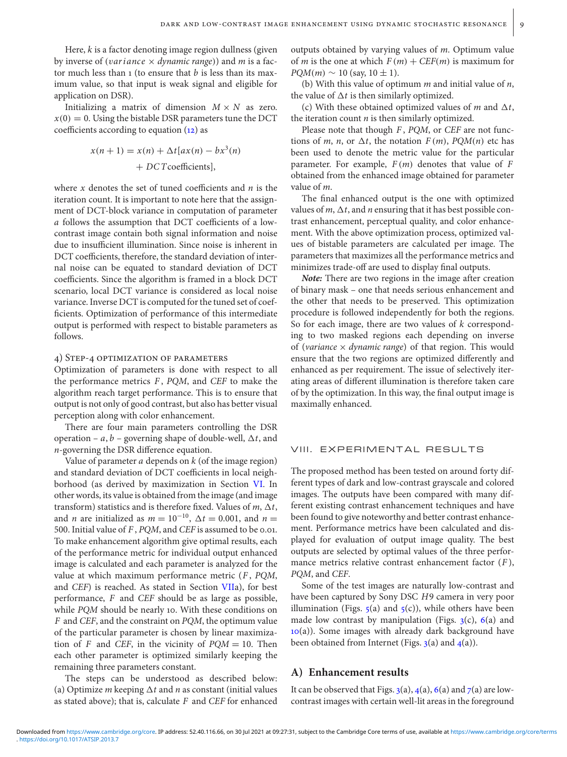Here, $k$ is a factor denoting image region dullness (given by inverse of ($variance \times dynamic\ range$)) and $m$ is a factor much less than 1 (to ensure that $b$ is less than its maximum value, so that input is weak signal and eligible for application on DSR).

Initializing a matrix of dimension $M \times N$ as zero. $x(0) = 0$. Using the bistable DSR parameters tune the DCT coefficients according to equation (12) as

$$x(n+1) = x(n) + \Delta t[ax(n) - bx^3(n) + DCT\,\text{coefficients}],$$

where $x$ denotes the set of tuned coefficients and $n$ is the iteration count. It is important to note here that the assignment of DCT-block variance in computation of parameter $a$ follows the assumption that DCT coefficients of a low-contrast image contain both signal information and noise due to insufficient illumination. Since noise is inherent in DCT coefficients, therefore, the standard deviation of internal noise can be equated to standard deviation of DCT coefficients. Since the algorithm is framed in a block DCT scenario, local DCT variance is considered as local noise variance. Inverse DCT is computed for the tuned set of coefficients. Optimization of performance of this intermediate output is performed with respect to bistable parameters as follows.

#### 4) Step-4 optimization of parameters

Optimization of parameters is done with respect to all the performance metrics $F$, $PQM$, and $CEF$ to make the algorithm reach target performance. This is to ensure that output is not only of good contrast, but also has better visual perception along with color enhancement.

There are four main parameters controlling the DSR operation – $a$, $b$ – governing shape of double-well, $\Delta t$, and $n$-governing the DSR difference equation.

Value of parameter $a$ depends on $k$ (of the image region) and standard deviation of DCT coefficients in local neighborhood (as derived by maximization in Section VI. In other words, its value is obtained from the image (and image transform) statistics and is therefore fixed. Values of $m$, $\Delta t$, and $n$ are initialized as $m = 10^{-10}$, $\Delta t = 0.001$, and $n = 500$. Initial value of $F$, $PQM$, and $CEF$ is assumed to be 0.01. To make enhancement algorithm give optimal results, each of the performance metric for individual output enhanced image is calculated and each parameter is analyzed for the value at which maximum performance metric ($F$, $PQM$, and $CEF$) is reached. As stated in Section VIIa), for best performance, $F$ and $CEF$ should be as large as possible, while $PQM$ should be nearly 10. With these conditions on $F$ and $CEF$, and the constraint on $PQM$, the optimum value of the particular parameter is chosen by linear maximization of $F$ and $CEF$, in the vicinity of $PQM = 10$. Then each other parameter is optimized similarly keeping the remaining three parameters constant.

The steps can be understood as described below: (a) Optimize $m$ keeping $\Delta t$ and $n$ as constant (initial values as stated above); that is, calculate $F$ and $CEF$ for enhanced outputs obtained by varying values of $m$. Optimum value of $m$ is the one at which $F(m) + CEF(m)$ is maximum for $PQM(m) \sim 10$ (say, $10 \pm 1$).

(b) With this value of optimum $m$ and initial value of $n$, the value of $\Delta t$ is then similarly optimized.

(c) With these obtained optimized values of $m$ and $\Delta t$, the iteration count $n$ is then similarly optimized.

Please note that though $F$, $PQM$, or $CEF$ are not functions of $m$, $n$, or $\Delta t$, the notation $F(m)$, $PQM(n)$ etc has been used to denote the metric value for the particular parameter. For example, $F(m)$ denotes that value of $F$ obtained from the enhanced image obtained for parameter value of $m$.

The final enhanced output is the one with optimized values of $m$, $\Delta t$, and $n$ ensuring that it has best possible contrast enhancement, perceptual quality, and color enhancement. With the above optimization process, optimized values of bistable parameters are calculated per image. The parameters that maximizes all the performance metrics and minimizes trade-off are used to display final outputs.

***Note:*** There are two regions in the image after creation of binary mask – one that needs serious enhancement and the other that needs to be preserved. This optimization procedure is followed independently for both the regions. So for each image, there are two values of $k$ corresponding to two masked regions each depending on inverse of ($variance \times dynamic\ range$) of that region. This would ensure that the two regions are optimized differently and enhanced as per requirement. The issue of selectively iterating areas of different illumination is therefore taken care of by the optimization. In this way, the final output image is maximally enhanced.

## VIII. EXPERIMENTAL RESULTS

The proposed method has been tested on around forty different types of dark and low-contrast grayscale and colored images. The outputs have been compared with many different existing contrast enhancement techniques and have been found to give noteworthy and better contrast enhancement. Performance metrics have been calculated and displayed for evaluation of output image quality. The best outputs are selected by optimal values of the three performance metrics relative contrast enhancement factor ($F$), $PQM$, and $CEF$.

Some of the test images are naturally low-contrast and have been captured by Sony DSC $H9$ camera in very poor illumination (Figs. 5(a) and 5(c)), while others have been made low contrast by manipulation (Figs. 3(c), 6(a) and 10(a)). Some images with already dark background have been obtained from Internet (Figs. 3(a) and 4(a)).

### A) Enhancement results

It can be observed that Figs. 3(a), 4(a), 6(a) and 7(a) are low-contrast images with certain well-lit areas in the foreground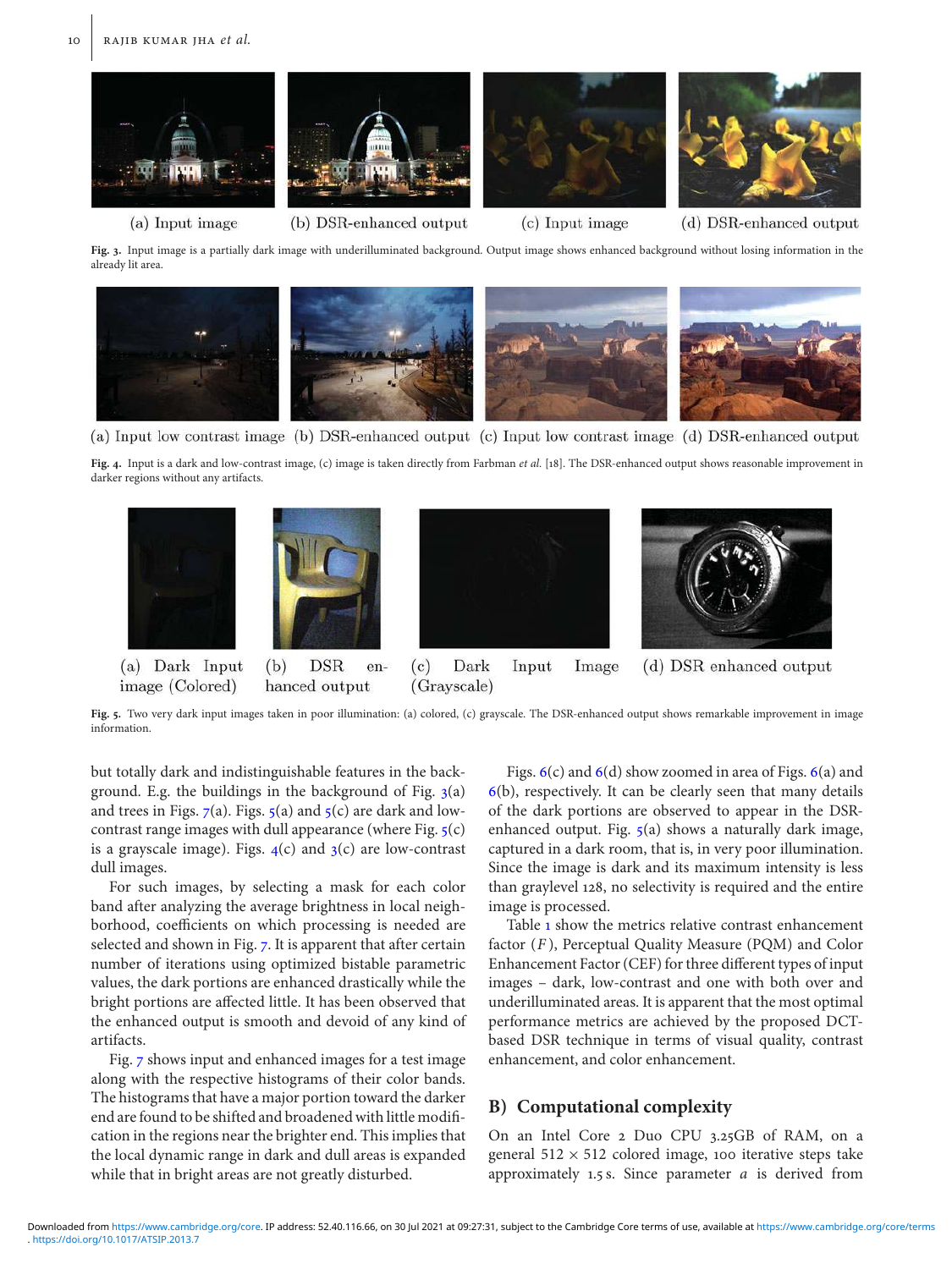(a) Input image (b) DSR-enhanced output (c) Input image (d) DSR-enhanced output

**Fig. 3.** Input image is a partially dark image with underilluminated background. Output image shows enhanced background without losing information in the already lit area.

(a) Input low contrast image (b) DSR-enhanced output (c) Input low contrast image (d) DSR-enhanced output

**Fig. 4.** Input is a dark and low-contrast image, (c) image is taken directly from Farbman *et al.* [18]. The DSR-enhanced output shows reasonable improvement in darker regions without any artifacts.

(a) Dark Input image (Colored) (b) DSR enhanced output (c) Dark Input Image (Grayscale) (d) DSR enhanced output

**Fig. 5.** Two very dark input images taken in poor illumination: (a) colored, (c) grayscale. The DSR-enhanced output shows remarkable improvement in image information.

but totally dark and indistinguishable features in the background. E.g. the buildings in the background of Fig. 3(a) and trees in Figs. 7(a). Figs. 5(a) and 5(c) are dark and low-contrast range images with dull appearance (where Fig. 5(c) is a grayscale image). Figs. 4(c) and 3(c) are low-contrast dull images.

For such images, by selecting a mask for each color band after analyzing the average brightness in local neighborhood, coefficients on which processing is needed are selected and shown in Fig. 7. It is apparent that after certain number of iterations using optimized bistable parametric values, the dark portions are enhanced drastically while the bright portions are affected little. It has been observed that the enhanced output is smooth and devoid of any kind of artifacts.

Fig. 7 shows input and enhanced images for a test image along with the respective histograms of their color bands. The histograms that have a major portion toward the darker end are found to be shifted and broadened with little modification in the regions near the brighter end. This implies that the local dynamic range in dark and dull areas is expanded while that in bright areas are not greatly disturbed.

Figs. 6(c) and 6(d) show zoomed in area of Figs. 6(a) and 6(b), respectively. It can be clearly seen that many details of the dark portions are observed to appear in the DSR-enhanced output. Fig. 5(a) shows a naturally dark image, captured in a dark room, that is, in very poor illumination. Since the image is dark and its maximum intensity is less than graylevel 128, no selectivity is required and the entire image is processed.

Table 1 show the metrics relative contrast enhancement factor ($F$), Perceptual Quality Measure (PQM) and Color Enhancement Factor (CEF) for three different types of input images – dark, low-contrast and one with both over and underilluminated areas. It is apparent that the most optimal performance metrics are achieved by the proposed DCT-based DSR technique in terms of visual quality, contrast enhancement, and color enhancement.

## B) Computational complexity

On an Intel Core 2 Duo CPU 3.25GB of RAM, on a general $512 \times 512$ colored image, 100 iterative steps take approximately 1.5 s. Since parameter $a$ is derived from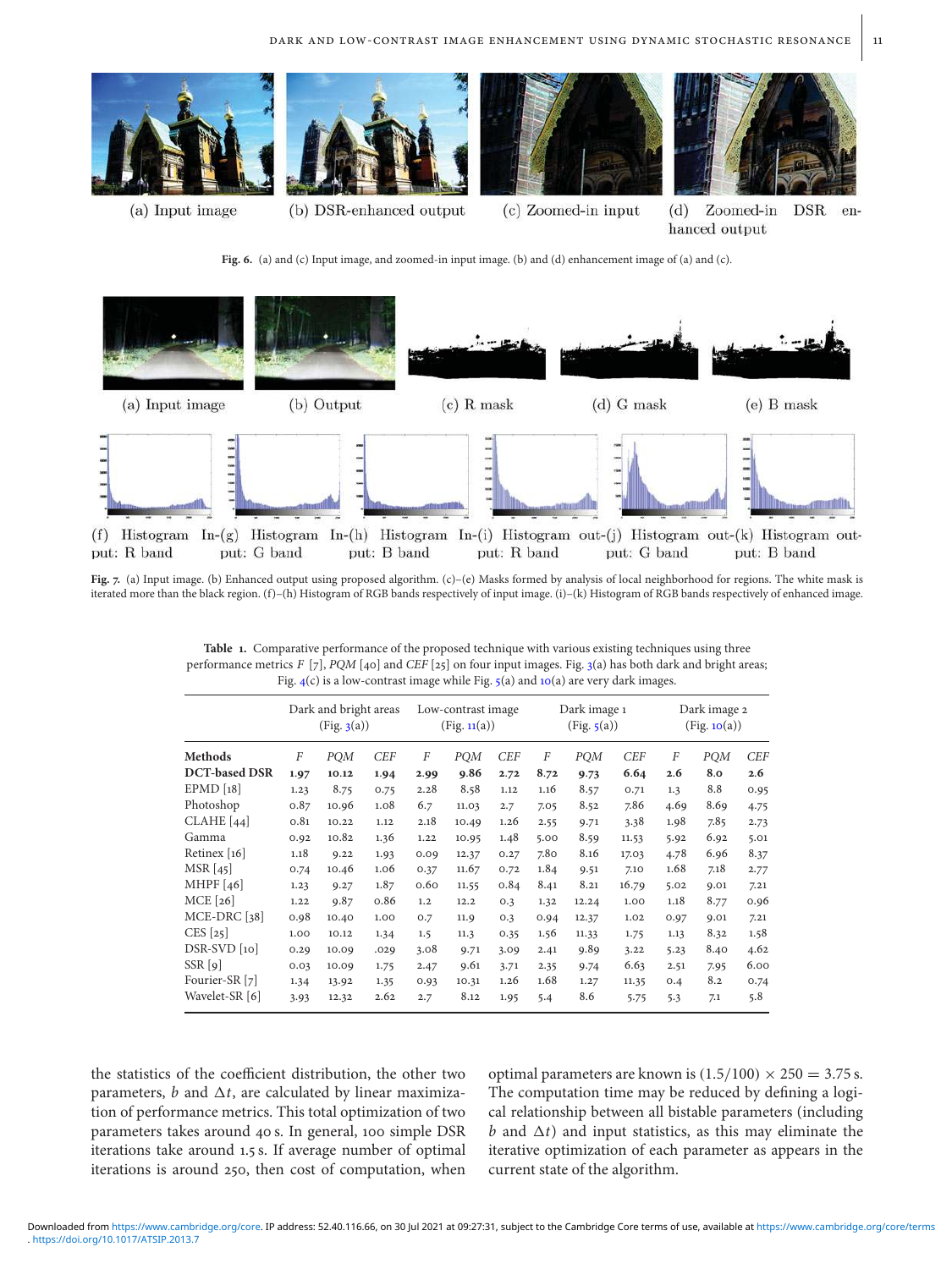(a) Input image (b) DSR-enhanced output (c) Zoomed-in input (d) Zoomed-in DSR enhanced output

**Fig. 6.** (a) and (c) Input image, and zoomed-in input image. (b) and (d) enhancement image of (a) and (c).

(a) Input image (b) Output (c) R mask (d) G mask (e) B mask

(f) Histogram Input: R band (g) Histogram Input: G band (h) Histogram Input: B band (i) Histogram output: R band (j) Histogram output: G band (k) Histogram output: B band

**Fig. 7.** (a) Input image. (b) Enhanced output using proposed algorithm. (c)–(e) Masks formed by analysis of local neighborhood for regions. The white mask is iterated more than the black region. (f)–(h) Histogram of RGB bands respectively of input image. (i)–(k) Histogram of RGB bands respectively of enhanced image.

**Table 1.** Comparative performance of the proposed technique with various existing techniques using three performance metrics *F* [7], *PQM* [40] and *CEF* [25] on four input images. Fig. 3(a) has both dark and bright areas; Fig. 4(c) is a low-contrast image while Fig. 5(a) and 10(a) are very dark images.

| | Dark and bright areas (Fig. 3(a)) | | | Low-contrast image (Fig. 11(a)) | | | Dark image 1 (Fig. 5(a)) | | | Dark image 2 (Fig. 10(a)) | | |
|---|---|---|---|---|---|---|---|---|---|---|---|---|
| **Methods** | *F* | *PQM* | *CEF* | *F* | *PQM* | *CEF* | *F* | *PQM* | *CEF* | *F* | *PQM* | *CEF* |
| **DCT-based DSR** | **1.97** | **10.12** | **1.94** | **2.99** | **9.86** | **2.72** | **8.72** | **9.73** | **6.64** | **2.6** | **8.0** | **2.6** |
| EPMD [18] | 1.23 | 8.75 | 0.75 | 2.28 | 8.58 | 1.12 | 1.16 | 8.57 | 0.71 | 1.3 | 8.8 | 0.95 |
| Photoshop | 0.87 | 10.96 | 1.08 | 6.7 | 11.03 | 2.7 | 7.05 | 8.52 | 7.86 | 4.69 | 8.69 | 4.75 |
| CLAHE [44] | 0.81 | 10.22 | 1.12 | 2.18 | 10.49 | 1.26 | 2.55 | 9.71 | 3.38 | 1.98 | 7.85 | 2.73 |
| Gamma | 0.92 | 10.82 | 1.36 | 1.22 | 10.95 | 1.48 | 5.00 | 8.59 | 11.53 | 5.92 | 6.92 | 5.01 |
| Retinex [16] | 1.18 | 9.22 | 1.93 | 0.09 | 12.37 | 0.27 | 7.80 | 8.16 | 17.03 | 4.78 | 6.96 | 8.37 |
| MSR [45] | 0.74 | 10.46 | 1.06 | 0.37 | 11.67 | 0.72 | 1.84 | 9.51 | 7.10 | 1.68 | 7.18 | 2.77 |
| MHPF [46] | 1.23 | 9.27 | 1.87 | 0.60 | 11.55 | 0.84 | 8.41 | 8.21 | 16.79 | 5.02 | 9.01 | 7.21 |
| MCE [26] | 1.22 | 9.87 | 0.86 | 1.2 | 12.2 | 0.3 | 1.32 | 12.24 | 1.00 | 1.18 | 8.77 | 0.96 |
| MCE-DRC [38] | 0.98 | 10.40 | 1.00 | 0.7 | 11.9 | 0.3 | 0.94 | 12.37 | 1.02 | 0.97 | 9.01 | 7.21 |
| CES [25] | 1.00 | 10.12 | 1.34 | 1.5 | 11.3 | 0.35 | 1.56 | 11.33 | 1.75 | 1.13 | 8.32 | 1.58 |
| DSR-SVD [10] | 0.29 | 10.09 | .029 | 3.08 | 9.71 | 3.09 | 2.41 | 9.89 | 3.22 | 5.23 | 8.40 | 4.62 |
| SSR [9] | 0.03 | 10.09 | 1.75 | 2.47 | 9.61 | 3.71 | 2.35 | 9.74 | 6.63 | 2.51 | 7.95 | 6.00 |
| Fourier-SR [7] | 1.34 | 13.92 | 1.35 | 0.93 | 10.31 | 1.26 | 1.68 | 1.27 | 11.35 | 0.4 | 8.2 | 0.74 |
| Wavelet-SR [6] | 3.93 | 12.32 | 2.62 | 2.7 | 8.12 | 1.95 | 5.4 | 8.6 | 5.75 | 5.3 | 7.1 | 5.8 |

the statistics of the coefficient distribution, the other two parameters, $b$ and $\Delta t$, are calculated by linear maximization of performance metrics. This total optimization of two parameters takes around 40 s. In general, 100 simple DSR iterations take around 1.5 s. If average number of optimal iterations is around 250, then cost of computation, when optimal parameters are known is $(1.5/100) \times 250 = 3.75$ s. The computation time may be reduced by defining a logical relationship between all bistable parameters (including $b$ and $\Delta t$) and input statistics, as this may eliminate the iterative optimization of each parameter as appears in the current state of the algorithm.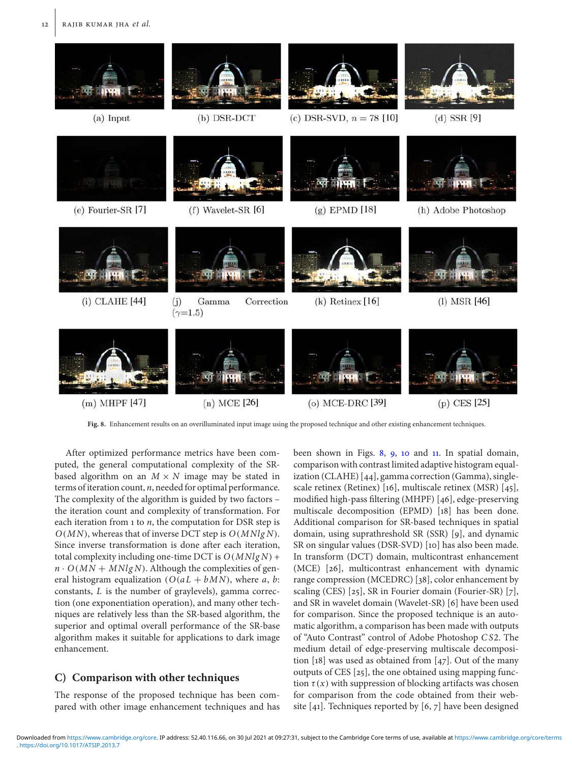(a) Input (b) DSR-DCT (c) DSR-SVD, $n = 78$ [10] (d) SSR [9]

(e) Fourier-SR [7] (f) Wavelet-SR [6] (g) EPMD [18] (h) Adobe Photoshop

(i) CLAHE [44] (j) Gamma Correction ($\gamma$=1.5) (k) Retinex [16] (l) MSR [46]

(m) MHPF [47] (n) MCE [26] (o) MCE-DRC [39] (p) CES [25]

**Fig. 8.** Enhancement results on an overilluminated input image using the proposed technique and other existing enhancement techniques.

After optimized performance metrics have been computed, the general computational complexity of the SR-based algorithm on an $M \times N$ image may be stated in terms of iteration count, $n$, needed for optimal performance. The complexity of the algorithm is guided by two factors – the iteration count and complexity of transformation. For each iteration from 1 to $n$, the computation for DSR step is $O(MN)$, whereas that of inverse DCT step is $O(MNlgN)$. Since inverse transformation is done after each iteration, total complexity including one-time DCT is $O(MNlgN) + n \cdot O(MN + MNlgN)$. Although the complexities of general histogram equalization ($O(aL + bMN)$, where $a$, $b$: constants, $L$ is the number of graylevels), gamma correction (one exponentiation operation), and many other techniques are relatively less than the SR-based algorithm, the superior and optimal overall performance of the SR-base algorithm makes it suitable for applications to dark image enhancement.

## C) Comparison with other techniques

The response of the proposed technique has been compared with other image enhancement techniques and has been shown in Figs. 8, 9, 10 and 11. In spatial domain, comparison with contrast limited adaptive histogram equalization (CLAHE) [44], gamma correction (Gamma), single-scale retinex (Retinex) [16], multiscale retinex (MSR) [45], modified high-pass filtering (MHPF) [46], edge-preserving multiscale decomposition (EPMD) [18] has been done. Additional comparison for SR-based techniques in spatial domain, using suprathreshold SR (SSR) [9], and dynamic SR on singular values (DSR-SVD) [10] has also been made. In transform (DCT) domain, multicontrast enhancement (MCE) [26], multicontrast enhancement with dynamic range compression (MCEDRC) [38], color enhancement by scaling (CES) [25], SR in Fourier domain (Fourier-SR) [7], and SR in wavelet domain (Wavelet-SR) [6] have been used for comparison. Since the proposed technique is an automatic algorithm, a comparison has been made with outputs of "Auto Contrast" control of Adobe Photoshop $CS2$. The medium detail of edge-preserving multiscale decomposition [18] was used as obtained from [47]. Out of the many outputs of CES [25], the one obtained using mapping function $\tau(x)$ with suppression of blocking artifacts was chosen for comparison from the code obtained from their website [41]. Techniques reported by [6, 7] have been designed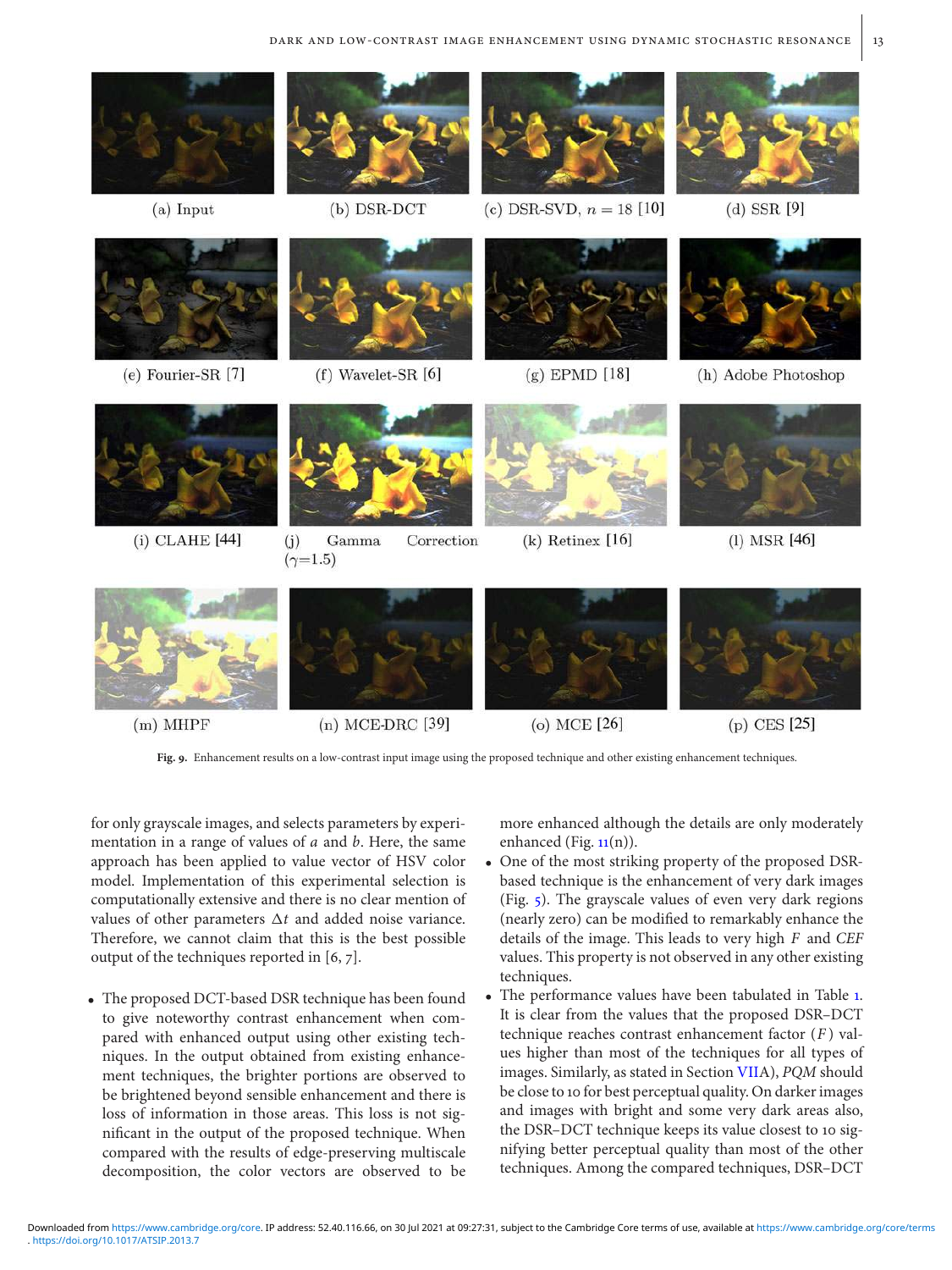(a) Input (b) DSR-DCT (c) DSR-SVD, $n = 18$ [10] (d) SSR [9]

(e) Fourier-SR [7] (f) Wavelet-SR [6] (g) EPMD [18] (h) Adobe Photoshop

(i) CLAHE [44] (j) Gamma Correction ($\gamma$=1.5) (k) Retinex [16] (l) MSR [46]

(m) MHPF (n) MCE-DRC [39] (o) MCE [26] (p) CES [25]

**Fig. 9.** Enhancement results on a low-contrast input image using the proposed technique and other existing enhancement techniques.

for only grayscale images, and selects parameters by experimentation in a range of values of $a$ and $b$. Here, the same approach has been applied to value vector of HSV color model. Implementation of this experimental selection is computationally extensive and there is no clear mention of values of other parameters $\Delta t$ and added noise variance. Therefore, we cannot claim that this is the best possible output of the techniques reported in [6, 7].

- The proposed DCT-based DSR technique has been found to give noteworthy contrast enhancement when compared with enhanced output using other existing techniques. In the output obtained from existing enhancement techniques, the brighter portions are observed to be brightened beyond sensible enhancement and there is loss of information in those areas. This loss is not significant in the output of the proposed technique. When compared with the results of edge-preserving multiscale decomposition, the color vectors are observed to be more enhanced although the details are only moderately enhanced (Fig. 11(n)).
- One of the most striking property of the proposed DSR-based technique is the enhancement of very dark images (Fig. 5). The grayscale values of even very dark regions (nearly zero) can be modified to remarkably enhance the details of the image. This leads to very high $F$ and *CEF* values. This property is not observed in any other existing techniques.
- The performance values have been tabulated in Table 1. It is clear from the values that the proposed DSR–DCT technique reaches contrast enhancement factor ($F$) values higher than most of the techniques for all types of images. Similarly, as stated in Section VIIA), *PQM* should be close to 10 for best perceptual quality. On darker images and images with bright and some very dark areas also, the DSR–DCT technique keeps its value closest to 10 signifying better perceptual quality than most of the other techniques. Among the compared techniques, DSR–DCT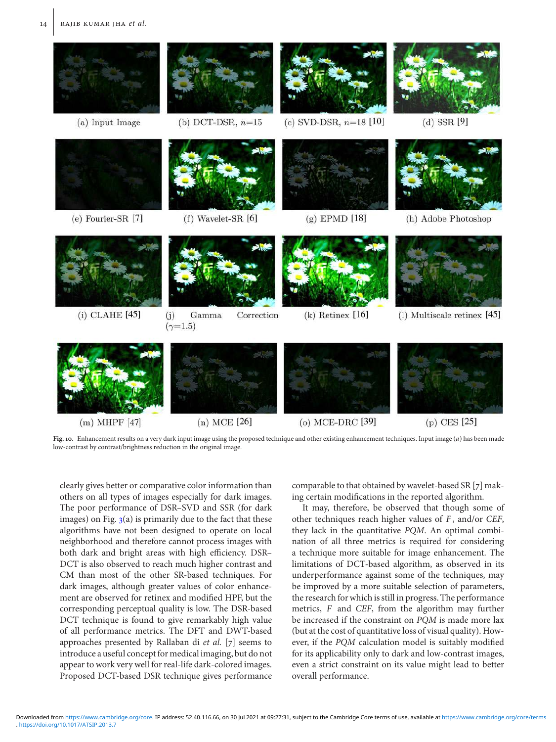(a) Input Image

(b) DCT-DSR, $n$=15

(c) SVD-DSR, $n$=18 [10]

(d) SSR [9]

(e) Fourier-SR [7]

(f) Wavelet-SR [6]

(g) EPMD [18]

(h) Adobe Photoshop

(i) CLAHE [45]

(j) Gamma Correction ($\gamma$=1.5)

(k) Retinex [16]

(l) Multiscale retinex [45]

(m) MHPF [47]

(n) MCE [26]

(o) MCE-DRC [39]

(p) CES [25]

**Fig. 10.** Enhancement results on a very dark input image using the proposed technique and other existing enhancement techniques. Input image (*a*) has been made low-contrast by contrast/brightness reduction in the original image.

clearly gives better or comparative color information than others on all types of images especially for dark images. The poor performance of DSR–SVD and SSR (for dark images) on Fig. 3(a) is primarily due to the fact that these algorithms have not been designed to operate on local neighborhood and therefore cannot process images with both dark and bright areas with high efficiency. DSR–DCT is also observed to reach much higher contrast and CM than most of the other SR-based techniques. For dark images, although greater values of color enhancement are observed for retinex and modified HPF, but the corresponding perceptual quality is low. The DSR-based DCT technique is found to give remarkably high value of all performance metrics. The DFT and DWT-based approaches presented by Rallaban di *et al.* [7] seems to introduce a useful concept for medical imaging, but do not appear to work very well for real-life dark-colored images. Proposed DCT-based DSR technique gives performance comparable to that obtained by wavelet-based SR [7] making certain modifications in the reported algorithm.

It may, therefore, be observed that though some of other techniques reach higher values of $F$, and/or *CEF*, they lack in the quantitative *PQM*. An optimal combination of all three metrics is required for considering a technique more suitable for image enhancement. The limitations of DCT-based algorithm, as observed in its underperformance against some of the techniques, may be improved by a more suitable selection of parameters, the research for which is still in progress. The performance metrics, $F$ and *CEF*, from the algorithm may further be increased if the constraint on *PQM* is made more lax (but at the cost of quantitative loss of visual quality). However, if the *PQM* calculation model is suitably modified for its applicability only to dark and low-contrast images, even a strict constraint on its value might lead to better overall performance.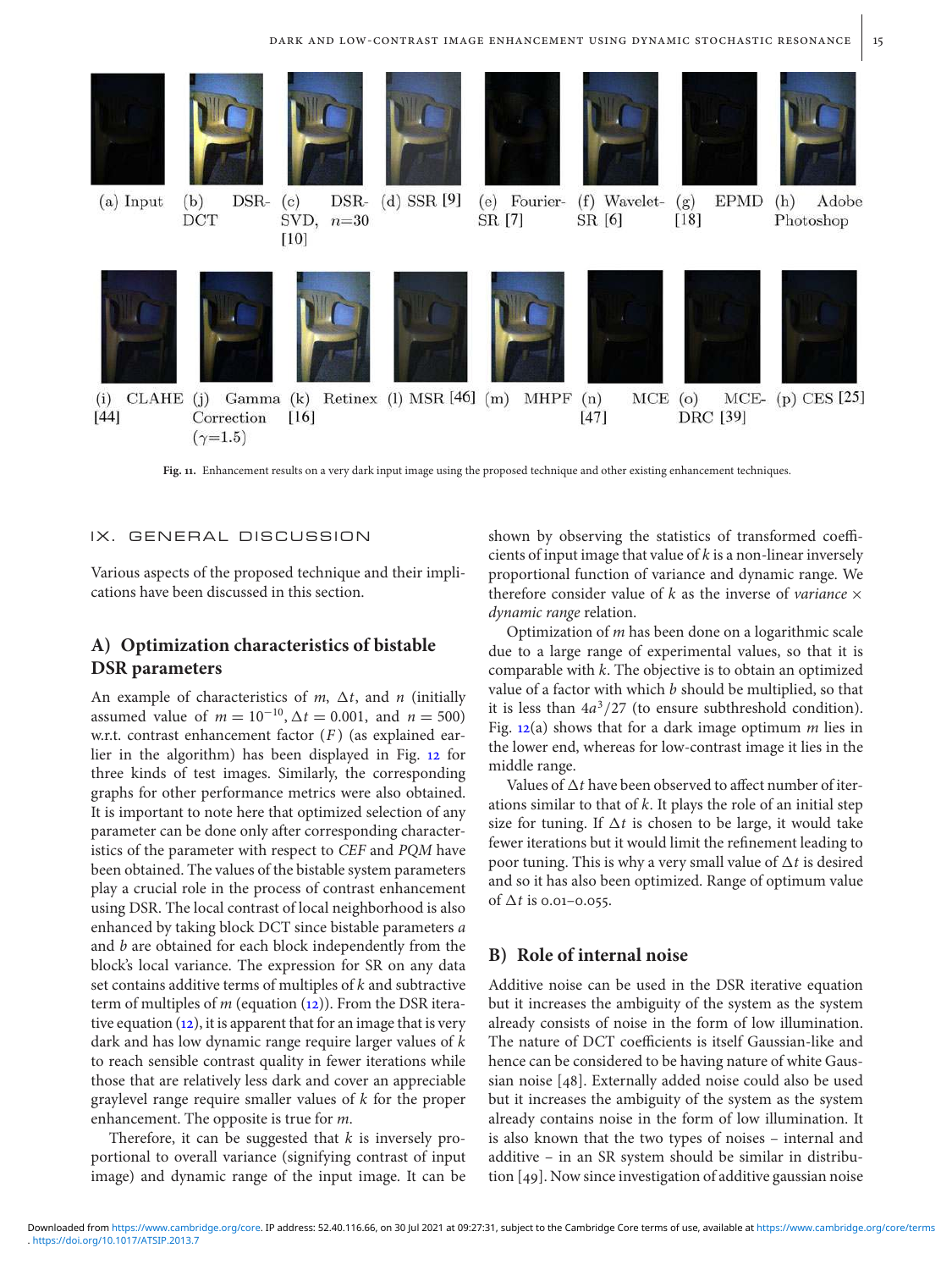(a) Input (b) DSR-DCT (c) DSR-SVD, $n$=30 [10] (d) SSR [9] (e) Fourier-SR [7] (f) Wavelet-SR [6] (g) EPMD [18] (h) Adobe Photoshop

(i) CLAHE [44] (j) Gamma Correction ($\gamma$=1.5) (k) Retinex [16] (l) MSR [46] (m) MHPF (n) MCE [47] (o) MCE-DRC [39] (p) CES [25]

**Fig. 11.** Enhancement results on a very dark input image using the proposed technique and other existing enhancement techniques.

## IX. GENERAL DISCUSSION

Various aspects of the proposed technique and their implications have been discussed in this section.

### A) Optimization characteristics of bistable DSR parameters

An example of characteristics of $m$, $\Delta t$, and $n$ (initially assumed value of $m = 10^{-10}$, $\Delta t = 0.001$, and $n = 500$) w.r.t. contrast enhancement factor ($F$) (as explained earlier in the algorithm) has been displayed in Fig. 12 for three kinds of test images. Similarly, the corresponding graphs for other performance metrics were also obtained. It is important to note here that optimized selection of any parameter can be done only after corresponding characteristics of the parameter with respect to *CEF* and *PQM* have been obtained. The values of the bistable system parameters play a crucial role in the process of contrast enhancement using DSR. The local contrast of local neighborhood is also enhanced by taking block DCT since bistable parameters $a$ and $b$ are obtained for each block independently from the block's local variance. The expression for SR on any data set contains additive terms of multiples of $k$ and subtractive term of multiples of $m$ (equation (12)). From the DSR iterative equation (12), it is apparent that for an image that is very dark and has low dynamic range require larger values of $k$ to reach sensible contrast quality in fewer iterations while those that are relatively less dark and cover an appreciable graylevel range require smaller values of $k$ for the proper enhancement. The opposite is true for $m$.

Therefore, it can be suggested that $k$ is inversely proportional to overall variance (signifying contrast of input image) and dynamic range of the input image. It can be shown by observing the statistics of transformed coefficients of input image that value of $k$ is a non-linear inversely proportional function of variance and dynamic range. We therefore consider value of $k$ as the inverse of *variance* $\times$ *dynamic range* relation.

Optimization of $m$ has been done on a logarithmic scale due to a large range of experimental values, so that it is comparable with $k$. The objective is to obtain an optimized value of a factor with which $b$ should be multiplied, so that it is less than $4a^3/27$ (to ensure subthreshold condition). Fig. 12(a) shows that for a dark image optimum $m$ lies in the lower end, whereas for low-contrast image it lies in the middle range.

Values of $\Delta t$ have been observed to affect number of iterations similar to that of $k$. It plays the role of an initial step size for tuning. If $\Delta t$ is chosen to be large, it would take fewer iterations but it would limit the refinement leading to poor tuning. This is why a very small value of $\Delta t$ is desired and so it has also been optimized. Range of optimum value of $\Delta t$ is 0.01–0.055.

### B) Role of internal noise

Additive noise can be used in the DSR iterative equation but it increases the ambiguity of the system as the system already consists of noise in the form of low illumination. The nature of DCT coefficients is itself Gaussian-like and hence can be considered to be having nature of white Gaussian noise [48]. Externally added noise could also be used but it increases the ambiguity of the system as the system already contains noise in the form of low illumination. It is also known that the two types of noises – internal and additive – in an SR system should be similar in distribution [49]. Now since investigation of additive gaussian noise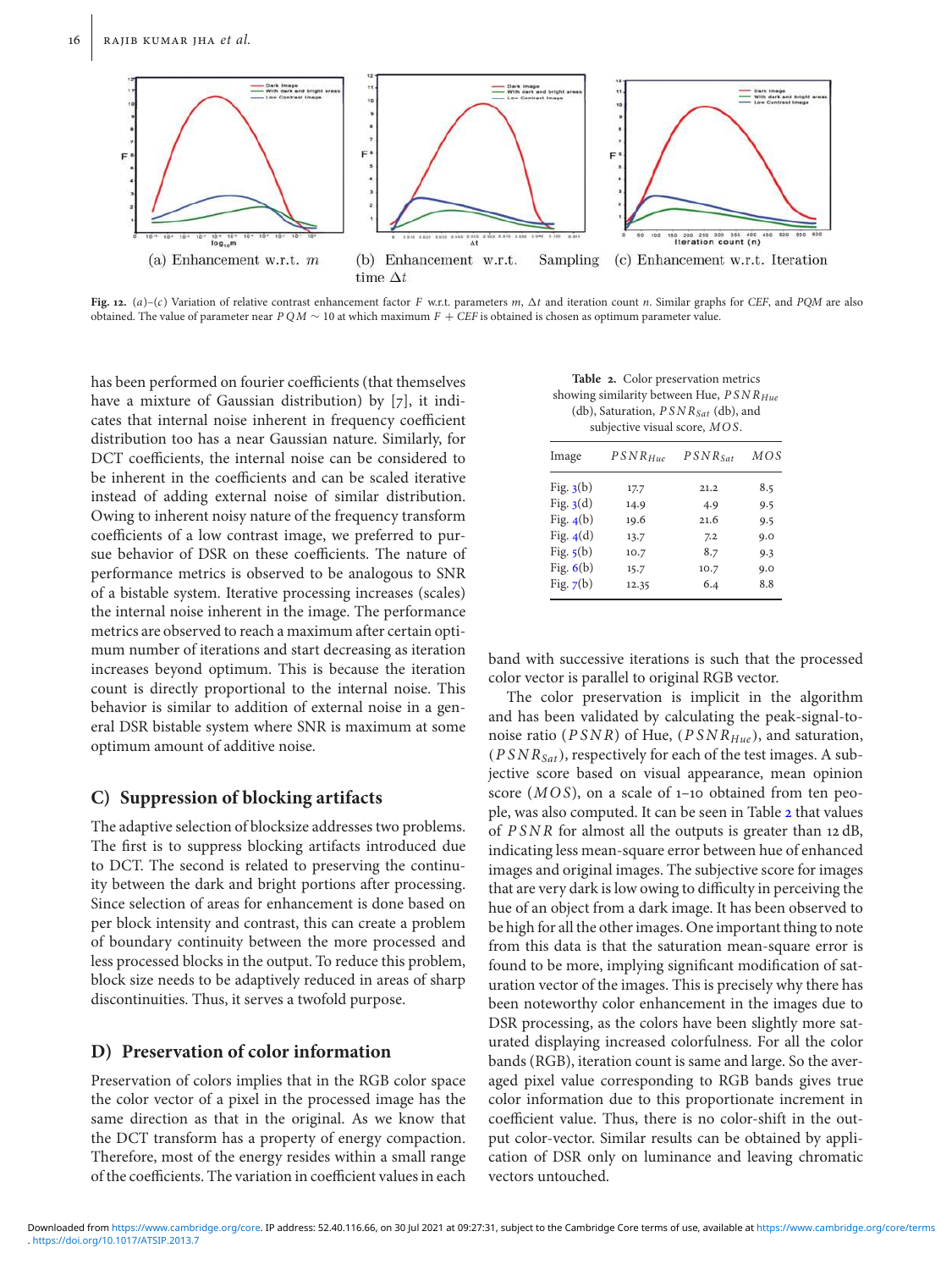Dark Image
With dark and bright areas
Low Contrast Image

F

$\log_{10} m$

(a) Enhancement w.r.t. $m$

Dark Image
With dark and bright areas
Low Contrast Image

F

$\Delta t$

(b) Enhancement w.r.t. Sampling time $\Delta t$

Dark Image
With dark and bright areas
Low Contrast Image

F

Iteration count (n)

(c) Enhancement w.r.t. Iteration

**Fig. 12.** (*a*)–(*c*) Variation of relative contrast enhancement factor $F$ w.r.t. parameters $m$, $\Delta t$ and iteration count $n$. Similar graphs for *CEF*, and *PQM* are also obtained. The value of parameter near $PQM \sim 10$ at which maximum $F + CEF$ is obtained is chosen as optimum parameter value.

has been performed on fourier coefficients (that themselves have a mixture of Gaussian distribution) by [7], it indicates that internal noise inherent in frequency coefficient distribution too has a near Gaussian nature. Similarly, for DCT coefficients, the internal noise can be considered to be inherent in the coefficients and can be scaled iterative instead of adding external noise of similar distribution. Owing to inherent noisy nature of the frequency transform coefficients of a low contrast image, we preferred to pursue behavior of DSR on these coefficients. The nature of performance metrics is observed to be analogous to SNR of a bistable system. Iterative processing increases (scales) the internal noise inherent in the image. The performance metrics are observed to reach a maximum after certain optimum number of iterations and start decreasing as iteration increases beyond optimum. This is because the iteration count is directly proportional to the internal noise. This behavior is similar to addition of external noise in a general DSR bistable system where SNR is maximum at some optimum amount of additive noise.

## C) Suppression of blocking artifacts

The adaptive selection of blocksize addresses two problems. The first is to suppress blocking artifacts introduced due to DCT. The second is related to preserving the continuity between the dark and bright portions after processing. Since selection of areas for enhancement is done based on per block intensity and contrast, this can create a problem of boundary continuity between the more processed and less processed blocks in the output. To reduce this problem, block size needs to be adaptively reduced in areas of sharp discontinuities. Thus, it serves a twofold purpose.

## D) Preservation of color information

Preservation of colors implies that in the RGB color space the color vector of a pixel in the processed image has the same direction as that in the original. As we know that the DCT transform has a property of energy compaction. Therefore, most of the energy resides within a small range of the coefficients. The variation in coefficient values in each band with successive iterations is such that the processed color vector is parallel to original RGB vector.

**Table 2.** Color preservation metrics showing similarity between Hue, $PSNR_{Hue}$ (db), Saturation, $PSNR_{Sat}$ (db), and subjective visual score, $MOS$.

| Image | $PSNR_{Hue}$ | $PSNR_{Sat}$ | $MOS$ |
|---|---|---|---|
| Fig. 3(b) | 17.7 | 21.2 | 8.5 |
| Fig. 3(d) | 14.9 | 4.9 | 9.5 |
| Fig. 4(b) | 19.6 | 21.6 | 9.5 |
| Fig. 4(d) | 13.7 | 7.2 | 9.0 |
| Fig. 5(b) | 10.7 | 8.7 | 9.3 |
| Fig. 6(b) | 15.7 | 10.7 | 9.0 |
| Fig. 7(b) | 12.35 | 6.4 | 8.8 |

The color preservation is implicit in the algorithm and has been validated by calculating the peak-signal-to-noise ratio ($PSNR$) of Hue, ($PSNR_{Hue}$), and saturation, ($PSNR_{Sat}$), respectively for each of the test images. A subjective score based on visual appearance, mean opinion score ($MOS$), on a scale of 1–10 obtained from ten people, was also computed. It can be seen in Table 2 that values of $PSNR$ for almost all the outputs is greater than 12 dB, indicating less mean-square error between hue of enhanced images and original images. The subjective score for images that are very dark is low owing to difficulty in perceiving the hue of an object from a dark image. It has been observed to be high for all the other images. One important thing to note from this data is that the saturation mean-square error is found to be more, implying significant modification of saturation vector of the images. This is precisely why there has been noteworthy color enhancement in the images due to DSR processing, as the colors have been slightly more saturated displaying increased colorfulness. For all the color bands (RGB), iteration count is same and large. So the averaged pixel value corresponding to RGB bands gives true color information due to this proportionate increment in coefficient value. Thus, there is no color-shift in the output color-vector. Similar results can be obtained by application of DSR only on luminance and leaving chromatic vectors untouched.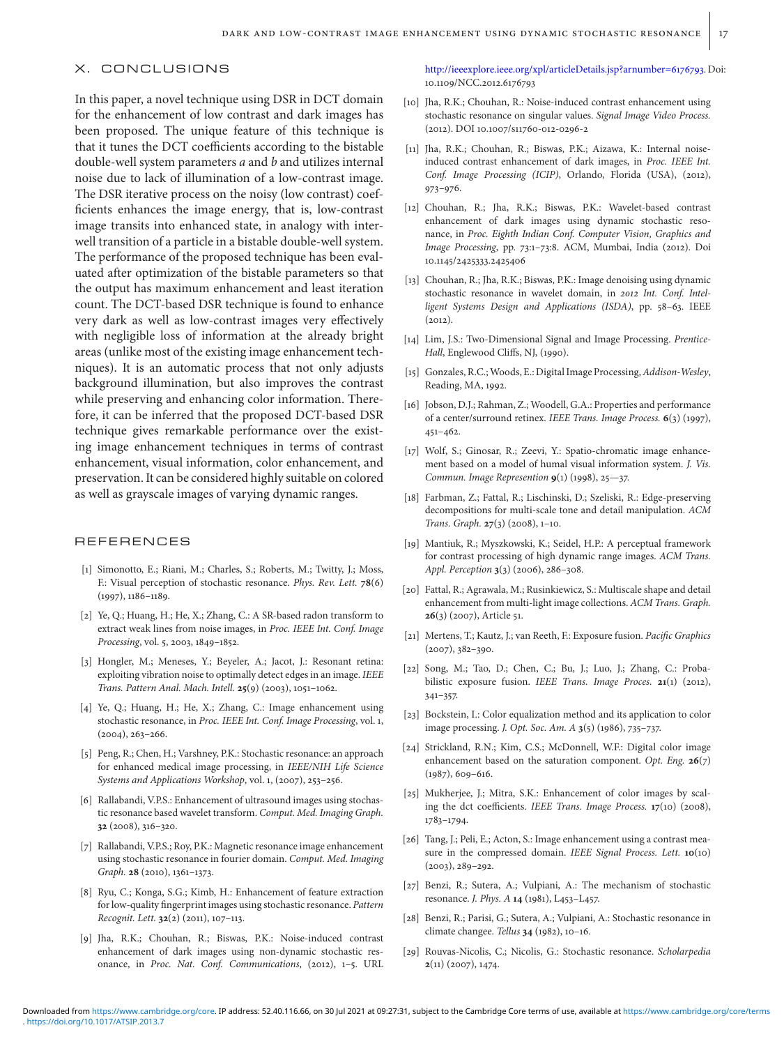## X. CONCLUSIONS

In this paper, a novel technique using DSR in DCT domain for the enhancement of low contrast and dark images has been proposed. The unique feature of this technique is that it tunes the DCT coefficients according to the bistable double-well system parameters $a$ and $b$ and utilizes internal noise due to lack of illumination of a low-contrast image. The DSR iterative process on the noisy (low contrast) coefficients enhances the image energy, that is, low-contrast image transits into enhanced state, in analogy with inter-well transition of a particle in a bistable double-well system. The performance of the proposed technique has been evaluated after optimization of the bistable parameters so that the output has maximum enhancement and least iteration count. The DCT-based DSR technique is found to enhance very dark as well as low-contrast images very effectively with negligible loss of information at the already bright areas (unlike most of the existing image enhancement techniques). It is an automatic process that not only adjusts background illumination, but also improves the contrast while preserving and enhancing color information. Therefore, it can be inferred that the proposed DCT-based DSR technique gives remarkable performance over the existing image enhancement techniques in terms of contrast enhancement, visual information, color enhancement, and preservation. It can be considered highly suitable on colored as well as grayscale images of varying dynamic ranges.

## REFERENCES

[1] Simonotto, E.; Riani, M.; Charles, S.; Roberts, M.; Twitty, J.; Moss, F.: Visual perception of stochastic resonance. *Phys. Rev. Lett.* **78**(6) (1997), 1186–1189.

[2] Ye, Q.; Huang, H.; He, X.; Zhang, C.: A SR-based radon transform to extract weak lines from noise images, in *Proc. IEEE Int. Conf. Image Processing*, vol. 5, 2003, 1849–1852.

[3] Hongler, M.; Meneses, Y.; Beyeler, A.; Jacot, J.: Resonant retina: exploiting vibration noise to optimally detect edges in an image. *IEEE Trans. Pattern Anal. Mach. Intell.* **25**(9) (2003), 1051–1062.

[4] Ye, Q.; Huang, H.; He, X.; Zhang, C.: Image enhancement using stochastic resonance, in *Proc. IEEE Int. Conf. Image Processing*, vol. 1, (2004), 263–266.

[5] Peng, R.; Chen, H.; Varshney, P.K.: Stochastic resonance: an approach for enhanced medical image processing, in *IEEE/NIH Life Science Systems and Applications Workshop*, vol. 1, (2007), 253–256.

[6] Rallabandi, V.P.S.: Enhancement of ultrasound images using stochastic resonance based wavelet transform. *Comput. Med. Imaging Graph.* **32** (2008), 316–320.

[7] Rallabandi, V.P.S.; Roy, P.K.: Magnetic resonance image enhancement using stochastic resonance in fourier domain. *Comput. Med. Imaging Graph.* **28** (2010), 1361–1373.

[8] Ryu, C.; Konga, S.G.; Kimb, H.: Enhancement of feature extraction for low-quality fingerprint images using stochastic resonance. *Pattern Recognit. Lett.* **32**(2) (2011), 107–113.

[9] Jha, R.K.; Chouhan, R.; Biswas, P.K.: Noise-induced contrast enhancement of dark images using non-dynamic stochastic resonance, in *Proc. Nat. Conf. Communications*, (2012), 1–5. URL http://ieeexplore.ieee.org/xpl/articleDetails.jsp?arnumber=6176793. Doi: 10.1109/NCC.2012.6176793

[10] Jha, R.K.; Chouhan, R.: Noise-induced contrast enhancement using stochastic resonance on singular values. *Signal Image Video Process.* (2012). DOI 10.1007/s11760-012-0296-2

[11] Jha, R.K.; Chouhan, R.; Biswas, P.K.; Aizawa, K.: Internal noise-induced contrast enhancement of dark images, in *Proc. IEEE Int. Conf. Image Processing (ICIP)*, Orlando, Florida (USA), (2012), 973–976.

[12] Chouhan, R.; Jha, R.K.; Biswas, P.K.: Wavelet-based contrast enhancement of dark images using dynamic stochastic resonance, in *Proc. Eighth Indian Conf. Computer Vision, Graphics and Image Processing*, pp. 73:1–73:8. ACM, Mumbai, India (2012). Doi 10.1145/2425333.2425406

[13] Chouhan, R.; Jha, R.K.; Biswas, P.K.: Image denoising using dynamic stochastic resonance in wavelet domain, in *2012 Int. Conf. Intelligent Systems Design and Applications (ISDA)*, pp. 58–63. IEEE (2012).

[14] Lim, J.S.: Two-Dimensional Signal and Image Processing. *Prentice-Hall*, Englewood Cliffs, NJ, (1990).

[15] Gonzales, R.C.; Woods, E.: Digital Image Processing, *Addison-Wesley*, Reading, MA, 1992.

[16] Jobson, D.J.; Rahman, Z.; Woodell, G.A.: Properties and performance of a center/surround retinex. *IEEE Trans. Image Process.* **6**(3) (1997), 451–462.

[17] Wolf, S.; Ginosar, R.; Zeevi, Y.: Spatio-chromatic image enhancement based on a model of humal visual information system. *J. Vis. Commun. Image Represention* **9**(1) (1998), 25—37.

[18] Farbman, Z.; Fattal, R.; Lischinski, D.; Szeliski, R.: Edge-preserving decompositions for multi-scale tone and detail manipulation. *ACM Trans. Graph.* **27**(3) (2008), 1–10.

[19] Mantiuk, R.; Myszkowski, K.; Seidel, H.P.: A perceptual framework for contrast processing of high dynamic range images. *ACM Trans. Appl. Perception* **3**(3) (2006), 286–308.

[20] Fattal, R.; Agrawala, M.; Rusinkiewicz, S.: Multiscale shape and detail enhancement from multi-light image collections. *ACM Trans. Graph.* **26**(3) (2007), Article 51.

[21] Mertens, T.; Kautz, J.; van Reeth, F.: Exposure fusion. *Pacific Graphics* (2007), 382–390.

[22] Song, M.; Tao, D.; Chen, C.; Bu, J.; Luo, J.; Zhang, C.: Probabilistic exposure fusion. *IEEE Trans. Image Proces.* **21**(1) (2012), 341–357.

[23] Bockstein, I.: Color equalization method and its application to color image processing. *J. Opt. Soc. Am. A* **3**(5) (1986), 735–737.

[24] Strickland, R.N.; Kim, C.S.; McDonnell, W.F.: Digital color image enhancement based on the saturation component. *Opt. Eng.* **26**(7) (1987), 609–616.

[25] Mukherjee, J.; Mitra, S.K.: Enhancement of color images by scaling the dct coefficients. *IEEE Trans. Image Process.* **17**(10) (2008), 1783–1794.

[26] Tang, J.; Peli, E.; Acton, S.: Image enhancement using a contrast measure in the compressed domain. *IEEE Signal Process. Lett.* **10**(10) (2003), 289–292.

[27] Benzi, R.; Sutera, A.; Vulpiani, A.: The mechanism of stochastic resonance. *J. Phys. A* **14** (1981), L453–L457.

[28] Benzi, R.; Parisi, G.; Sutera, A.; Vulpiani, A.: Stochastic resonance in climate changee. *Tellus* **34** (1982), 10–16.

[29] Rouvas-Nicolis, C.; Nicolis, G.: Stochastic resonance. *Scholarpedia* **2**(11) (2007), 1474.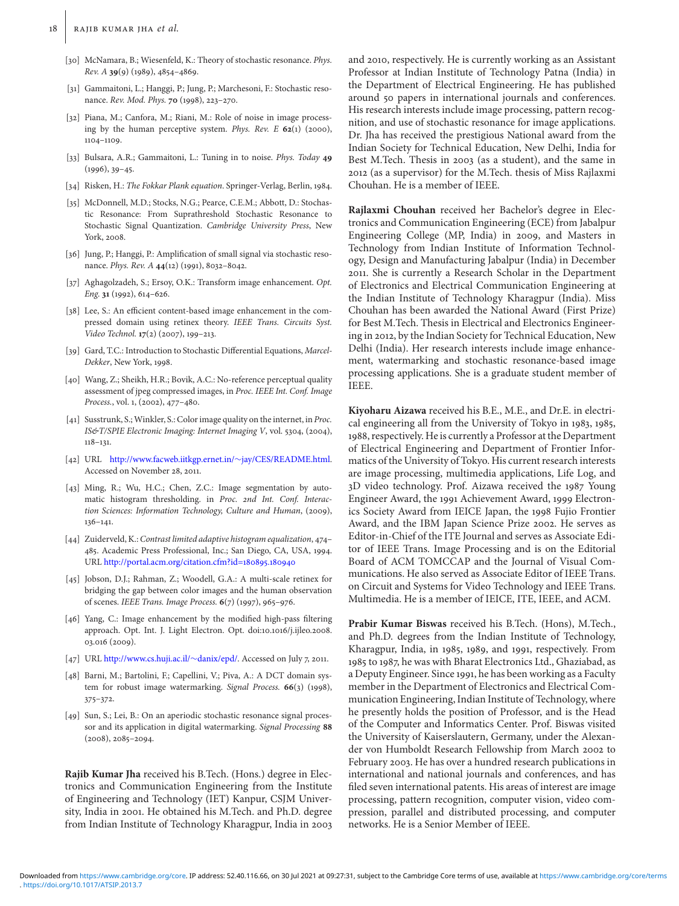[30] McNamara, B.; Wiesenfeld, K.: Theory of stochastic resonance. *Phys. Rev. A* **39**(9) (1989), 4854–4869.

[31] Gammaitoni, L.; Hanggi, P.; Jung, P.; Marchesoni, F.: Stochastic resonance. *Rev. Mod. Phys.* **70** (1998), 223–270.

[32] Piana, M.; Canfora, M.; Riani, M.: Role of noise in image processing by the human perceptive system. *Phys. Rev. E* **62**(1) (2000), 1104–1109.

[33] Bulsara, A.R.; Gammaitoni, L.: Tuning in to noise. *Phys. Today* **49** (1996), 39–45.

[34] Risken, H.: *The Fokkar Plank equation*. Springer-Verlag, Berlin, 1984.

[35] McDonnell, M.D.; Stocks, N.G.; Pearce, C.E.M.; Abbott, D.: Stochastic Resonance: From Suprathreshold Stochastic Resonance to Stochastic Signal Quantization. *Cambridge University Press*, New York, 2008.

[36] Jung, P.; Hanggi, P.: Amplification of small signal via stochastic resonance. *Phys. Rev. A* **44**(12) (1991), 8032–8042.

[37] Aghagolzadeh, S.; Ersoy, O.K.: Transform image enhancement. *Opt. Eng.* **31** (1992), 614–626.

[38] Lee, S.: An efficient content-based image enhancement in the compressed domain using retinex theory. *IEEE Trans. Circuits Syst. Video Technol.* **17**(2) (2007), 199–213.

[39] Gard, T.C.: Introduction to Stochastic Differential Equations, *Marcel-Dekker*, New York, 1998.

[40] Wang, Z.; Sheikh, H.R.; Bovik, A.C.: No-reference perceptual quality assessment of jpeg compressed images, in *Proc. IEEE Int. Conf. Image Process.*, vol. 1, (2002), 477–480.

[41] Susstrunk, S.; Winkler, S.: Color image quality on the internet, in *Proc. IS&T/SPIE Electronic Imaging: Internet Imaging V*, vol. 5304, (2004), 118–131.

[42] URL http://www.facweb.iitkgp.ernet.in/~jay/CES/README.html. Accessed on November 28, 2011.

[43] Ming, R.; Wu, H.C.; Chen, Z.C.: Image segmentation by automatic histogram thresholding. in *Proc. 2nd Int. Conf. Interaction Sciences: Information Technology, Culture and Human*, (2009), 136–141.

[44] Zuiderveld, K.: *Contrast limited adaptive histogram equalization*, 474–485. Academic Press Professional, Inc.; San Diego, CA, USA, 1994. URL http://portal.acm.org/citation.cfm?id=180895.180940

[45] Jobson, D.J.; Rahman, Z.; Woodell, G.A.: A multi-scale retinex for bridging the gap between color images and the human observation of scenes. *IEEE Trans. Image Process.* **6**(7) (1997), 965–976.

[46] Yang, C.: Image enhancement by the modified high-pass filtering approach. Opt. Int. J. Light Electron. Opt. doi:10.1016/j.ijleo.2008.03.016 (2009).

[47] URL http://www.cs.huji.ac.il/~danix/epd/. Accessed on July 7, 2011.

[48] Barni, M.; Bartolini, F.; Capellini, V.; Piva, A.: A DCT domain system for robust image watermarking. *Signal Process.* **66**(3) (1998), 375–372.

[49] Sun, S.; Lei, B.: On an aperiodic stochastic resonance signal processor and its application in digital watermarking. *Signal Processing* **88** (2008), 2085–2094.

**Rajib Kumar Jha** received his B.Tech. (Hons.) degree in Electronics and Communication Engineering from the Institute of Engineering and Technology (IET) Kanpur, CSJM University, India in 2001. He obtained his M.Tech. and Ph.D. degree from Indian Institute of Technology Kharagpur, India in 2003 and 2010, respectively. He is currently working as an Assistant Professor at Indian Institute of Technology Patna (India) in the Department of Electrical Engineering. He has published around 50 papers in international journals and conferences. His research interests include image processing, pattern recognition, and use of stochastic resonance for image applications. Dr. Jha has received the prestigious National award from the Indian Society for Technical Education, New Delhi, India for Best M.Tech. Thesis in 2003 (as a student), and the same in 2012 (as a supervisor) for the M.Tech. thesis of Miss Rajlaxmi Chouhan. He is a member of IEEE.

**Rajlaxmi Chouhan** received her Bachelor's degree in Electronics and Communication Engineering (ECE) from Jabalpur Engineering College (MP, India) in 2009, and Masters in Technology from Indian Institute of Information Technology, Design and Manufacturing Jabalpur (India) in December 2011. She is currently a Research Scholar in the Department of Electronics and Electrical Communication Engineering at the Indian Institute of Technology Kharagpur (India). Miss Chouhan has been awarded the National Award (First Prize) for Best M.Tech. Thesis in Electrical and Electronics Engineering in 2012, by the Indian Society for Technical Education, New Delhi (India). Her research interests include image enhancement, watermarking and stochastic resonance-based image processing applications. She is a graduate student member of IEEE.

**Kiyoharu Aizawa** received his B.E., M.E., and Dr.E. in electrical engineering all from the University of Tokyo in 1983, 1985, 1988, respectively. He is currently a Professor at the Department of Electrical Engineering and Department of Frontier Informatics of the University of Tokyo. His current research interests are image processing, multimedia applications, Life Log, and 3D video technology. Prof. Aizawa received the 1987 Young Engineer Award, the 1991 Achievement Award, 1999 Electronics Society Award from IEICE Japan, the 1998 Fujio Frontier Award, and the IBM Japan Science Prize 2002. He serves as Editor-in-Chief of the ITE Journal and serves as Associate Editor of IEEE Trans. Image Processing and is on the Editorial Board of ACM TOMCCAP and the Journal of Visual Communications. He also served as Associate Editor of IEEE Trans. on Circuit and Systems for Video Technology and IEEE Trans. Multimedia. He is a member of IEICE, ITE, IEEE, and ACM.

**Prabir Kumar Biswas** received his B.Tech. (Hons), M.Tech., and Ph.D. degrees from the Indian Institute of Technology, Kharagpur, India, in 1985, 1989, and 1991, respectively. From 1985 to 1987, he was with Bharat Electronics Ltd., Ghaziabad, as a Deputy Engineer. Since 1991, he has been working as a Faculty member in the Department of Electronics and Electrical Communication Engineering, Indian Institute of Technology, where he presently holds the position of Professor, and is the Head of the Computer and Informatics Center. Prof. Biswas visited the University of Kaiserslautern, Germany, under the Alexander von Humboldt Research Fellowship from March 2002 to February 2003. He has over a hundred research publications in international and national journals and conferences, and has filed seven international patents. His areas of interest are image processing, pattern recognition, computer vision, video compression, parallel and distributed processing, and computer networks. He is a Senior Member of IEEE.